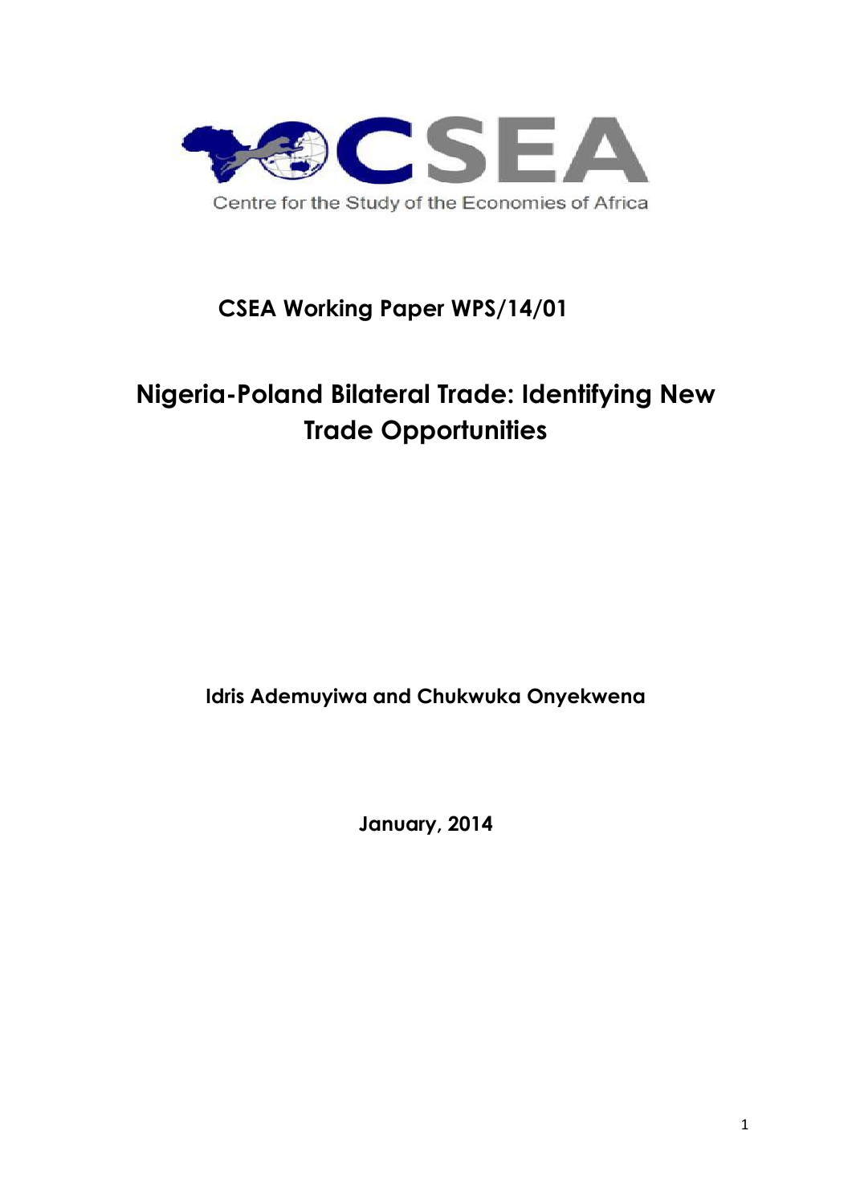Centre for the Study of the Economies of Africa

**CSEA Working Paper WPS/14/01**

# Nigeria-Poland Bilateral Trade: Identifying New Trade Opportunities

**Idris Ademuyiwa and Chukwuka Onyekwena**

**January, 2014**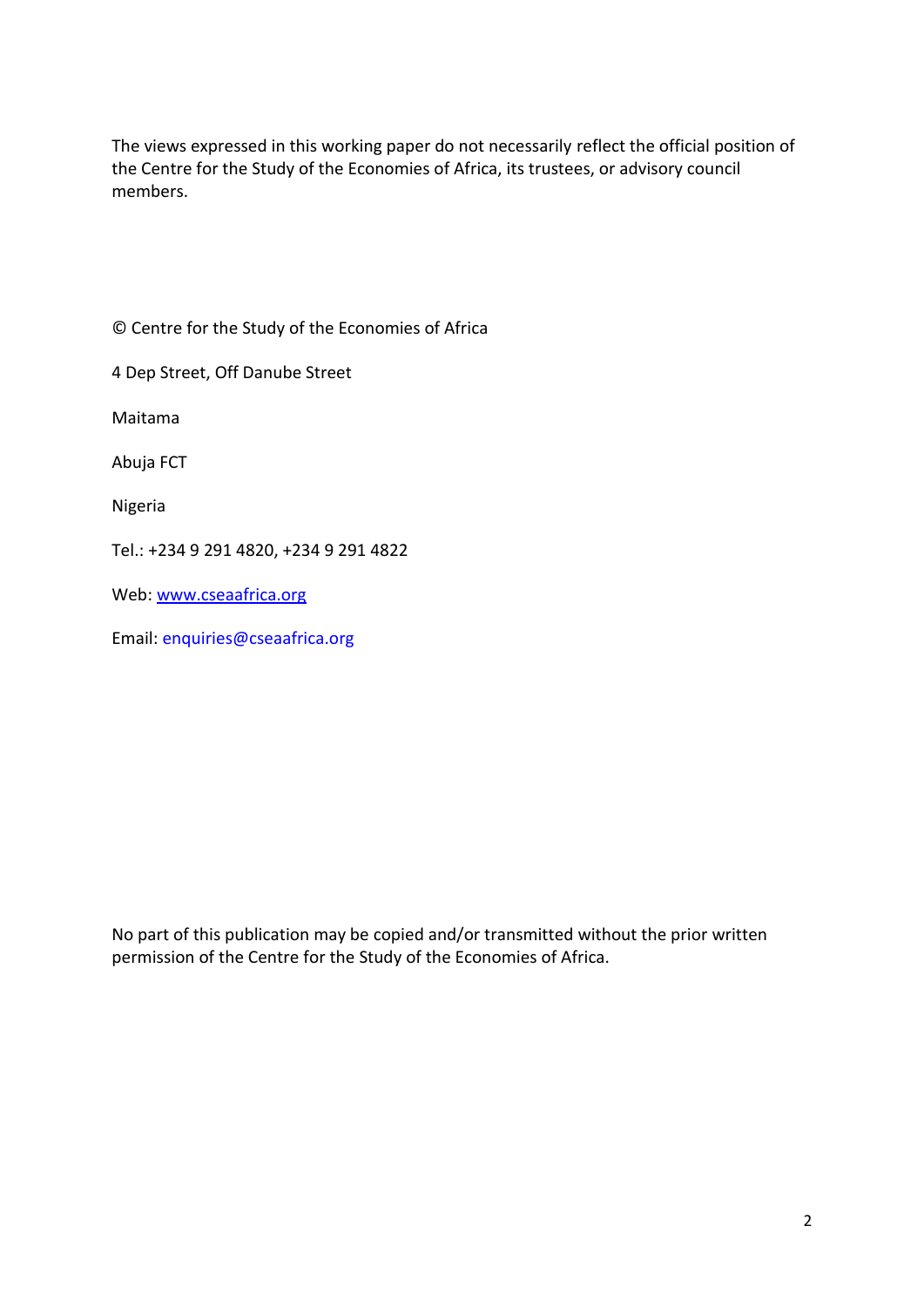The views expressed in this working paper do not necessarily reflect the official position of the Centre for the Study of the Economies of Africa, its trustees, or advisory council members.

© Centre for the Study of the Economies of Africa

4 Dep Street, Off Danube Street

Maitama

Abuja FCT

Nigeria

Tel.: +234 9 291 4820, +234 9 291 4822

Web: www.cseaafrica.org

Email: enquiries@cseaafrica.org

No part of this publication may be copied and/or transmitted without the prior written permission of the Centre for the Study of the Economies of Africa.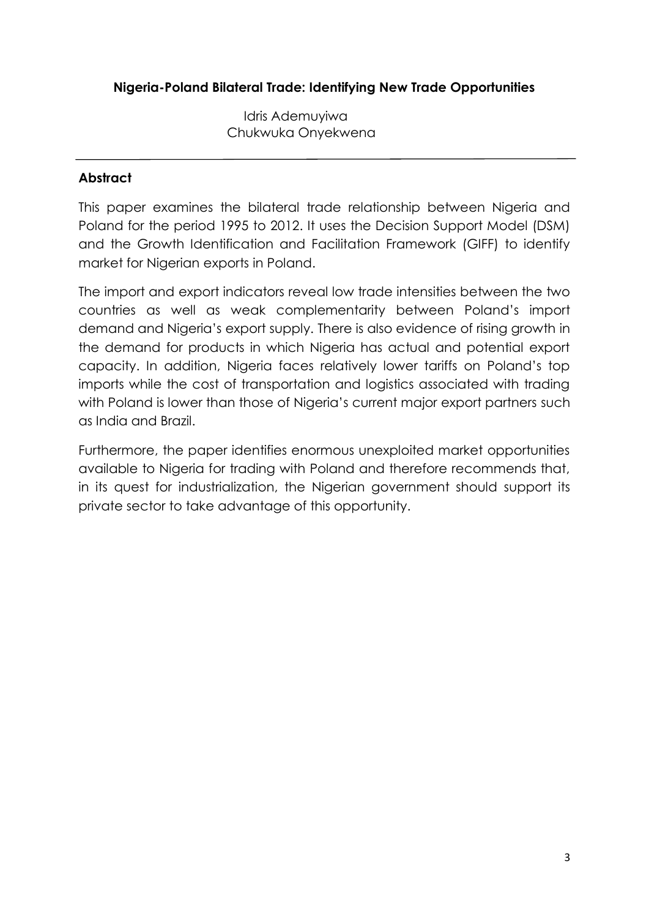# Nigeria-Poland Bilateral Trade: Identifying New Trade Opportunities

Idris Ademuyiwa
Chukwuka Onyekwena

## Abstract

This paper examines the bilateral trade relationship between Nigeria and Poland for the period 1995 to 2012. It uses the Decision Support Model (DSM) and the Growth Identification and Facilitation Framework (GIFF) to identify market for Nigerian exports in Poland.

The import and export indicators reveal low trade intensities between the two countries as well as weak complementarity between Poland's import demand and Nigeria's export supply. There is also evidence of rising growth in the demand for products in which Nigeria has actual and potential export capacity. In addition, Nigeria faces relatively lower tariffs on Poland's top imports while the cost of transportation and logistics associated with trading with Poland is lower than those of Nigeria's current major export partners such as India and Brazil.

Furthermore, the paper identifies enormous unexploited market opportunities available to Nigeria for trading with Poland and therefore recommends that, in its quest for industrialization, the Nigerian government should support its private sector to take advantage of this opportunity.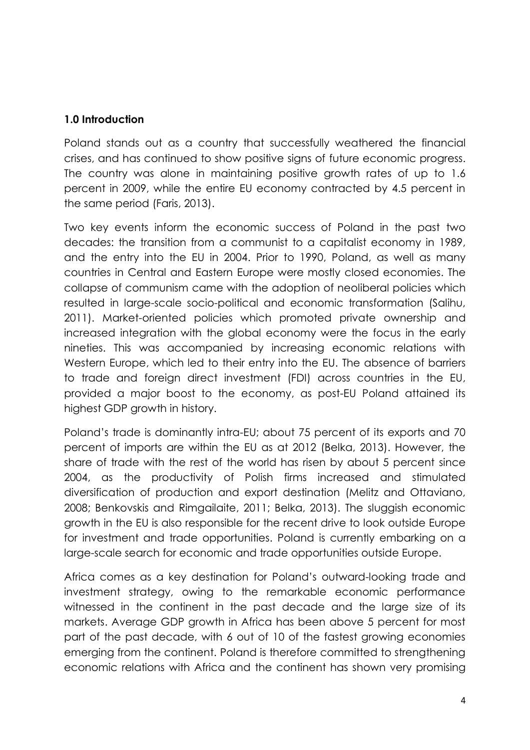## 1.0 Introduction

Poland stands out as a country that successfully weathered the financial crises, and has continued to show positive signs of future economic progress. The country was alone in maintaining positive growth rates of up to 1.6 percent in 2009, while the entire EU economy contracted by 4.5 percent in the same period (Faris, 2013).

Two key events inform the economic success of Poland in the past two decades: the transition from a communist to a capitalist economy in 1989, and the entry into the EU in 2004. Prior to 1990, Poland, as well as many countries in Central and Eastern Europe were mostly closed economies. The collapse of communism came with the adoption of neoliberal policies which resulted in large-scale socio-political and economic transformation (Salihu, 2011). Market-oriented policies which promoted private ownership and increased integration with the global economy were the focus in the early nineties. This was accompanied by increasing economic relations with Western Europe, which led to their entry into the EU. The absence of barriers to trade and foreign direct investment (FDI) across countries in the EU, provided a major boost to the economy, as post-EU Poland attained its highest GDP growth in history.

Poland's trade is dominantly intra-EU; about 75 percent of its exports and 70 percent of imports are within the EU as at 2012 (Belka, 2013). However, the share of trade with the rest of the world has risen by about 5 percent since 2004, as the productivity of Polish firms increased and stimulated diversification of production and export destination (Melitz and Ottaviano, 2008; Benkovskis and Rimgailaite, 2011; Belka, 2013). The sluggish economic growth in the EU is also responsible for the recent drive to look outside Europe for investment and trade opportunities. Poland is currently embarking on a large-scale search for economic and trade opportunities outside Europe.

Africa comes as a key destination for Poland's outward-looking trade and investment strategy, owing to the remarkable economic performance witnessed in the continent in the past decade and the large size of its markets. Average GDP growth in Africa has been above 5 percent for most part of the past decade, with 6 out of 10 of the fastest growing economies emerging from the continent. Poland is therefore committed to strengthening economic relations with Africa and the continent has shown very promising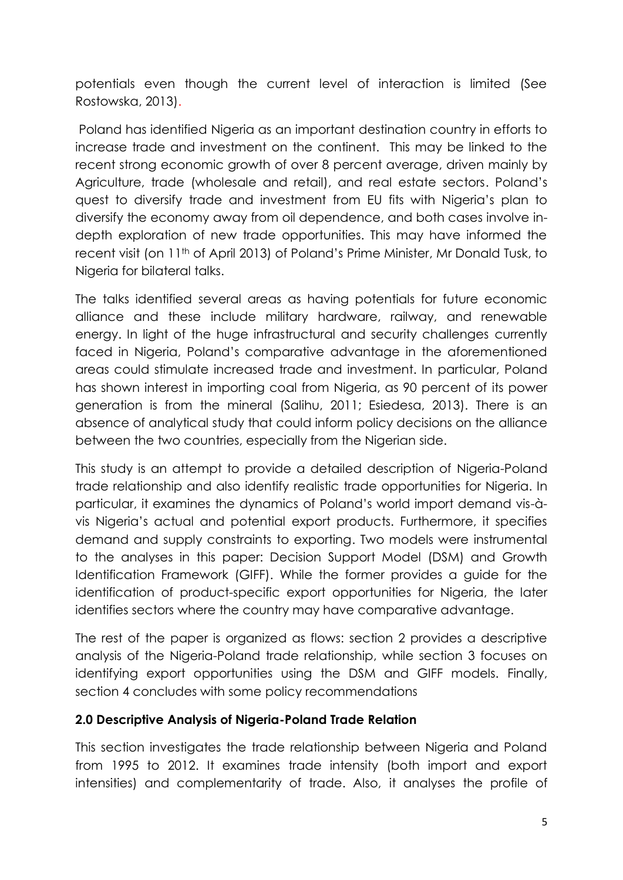potentials even though the current level of interaction is limited (See Rostowska, 2013).

Poland has identified Nigeria as an important destination country in efforts to increase trade and investment on the continent. This may be linked to the recent strong economic growth of over 8 percent average, driven mainly by Agriculture, trade (wholesale and retail), and real estate sectors. Poland's quest to diversify trade and investment from EU fits with Nigeria's plan to diversify the economy away from oil dependence, and both cases involve in-depth exploration of new trade opportunities. This may have informed the recent visit (on 11th of April 2013) of Poland's Prime Minister, Mr Donald Tusk, to Nigeria for bilateral talks.

The talks identified several areas as having potentials for future economic alliance and these include military hardware, railway, and renewable energy. In light of the huge infrastructural and security challenges currently faced in Nigeria, Poland's comparative advantage in the aforementioned areas could stimulate increased trade and investment. In particular, Poland has shown interest in importing coal from Nigeria, as 90 percent of its power generation is from the mineral (Salihu, 2011; Esiedesa, 2013). There is an absence of analytical study that could inform policy decisions on the alliance between the two countries, especially from the Nigerian side.

This study is an attempt to provide a detailed description of Nigeria-Poland trade relationship and also identify realistic trade opportunities for Nigeria. In particular, it examines the dynamics of Poland's world import demand vis-à-vis Nigeria's actual and potential export products. Furthermore, it specifies demand and supply constraints to exporting. Two models were instrumental to the analyses in this paper: Decision Support Model (DSM) and Growth Identification Framework (GIFF). While the former provides a guide for the identification of product-specific export opportunities for Nigeria, the later identifies sectors where the country may have comparative advantage.

The rest of the paper is organized as flows: section 2 provides a descriptive analysis of the Nigeria-Poland trade relationship, while section 3 focuses on identifying export opportunities using the DSM and GIFF models. Finally, section 4 concludes with some policy recommendations

## 2.0 Descriptive Analysis of Nigeria-Poland Trade Relation

This section investigates the trade relationship between Nigeria and Poland from 1995 to 2012. It examines trade intensity (both import and export intensities) and complementarity of trade. Also, it analyses the profile of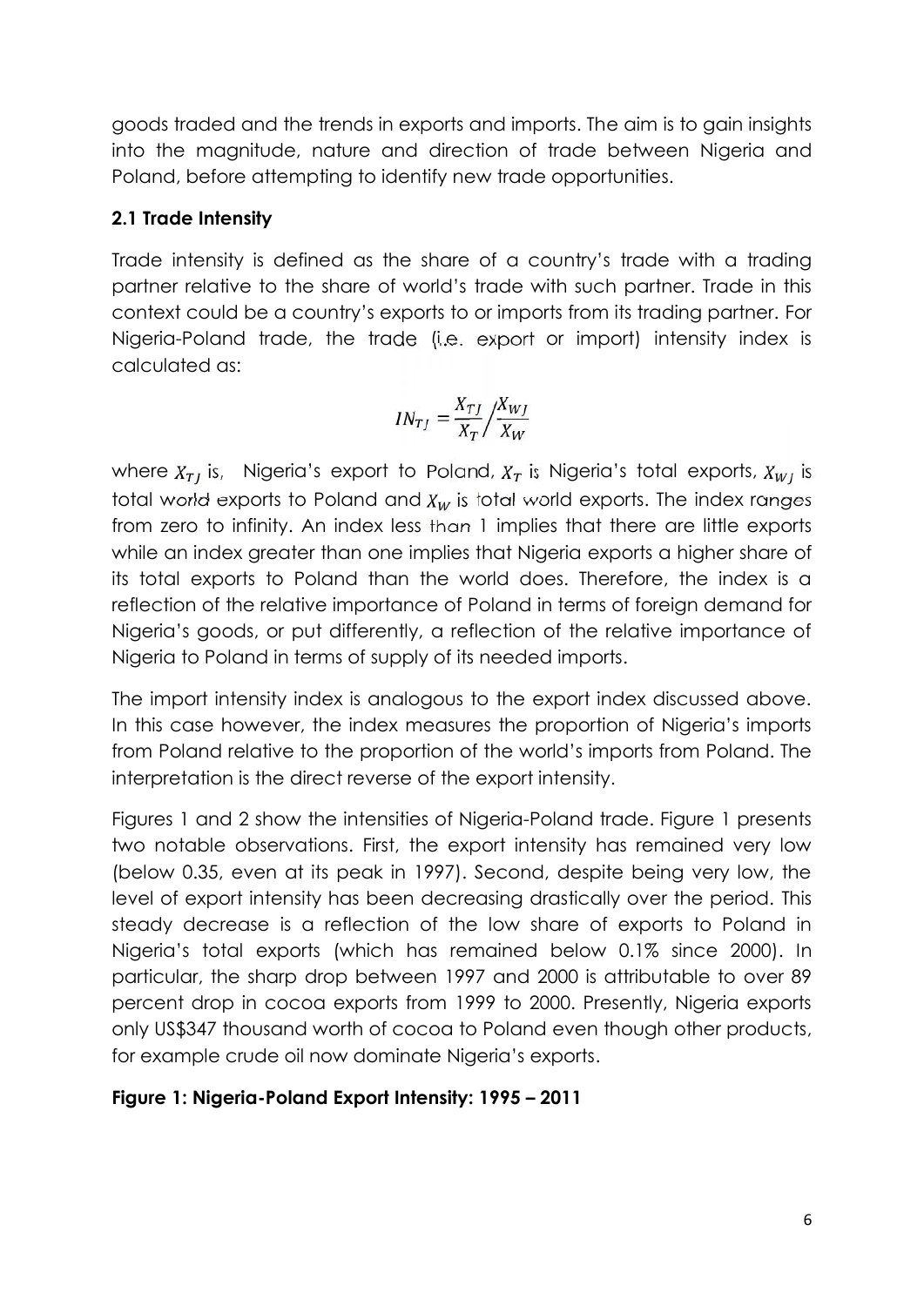goods traded and the trends in exports and imports. The aim is to gain insights into the magnitude, nature and direction of trade between Nigeria and Poland, before attempting to identify new trade opportunities.

### 2.1 Trade Intensity

Trade intensity is defined as the share of a country's trade with a trading partner relative to the share of world's trade with such partner. Trade in this context could be a country's exports to or imports from its trading partner. For Nigeria-Poland trade, the trade (i.e. export or import) intensity index is calculated as:

$$IN_{TJ} = \frac{X_{TJ}}{X_T} \Big/ \frac{X_{WJ}}{X_W}$$

where $X_{TJ}$ is, Nigeria's export to Poland, $X_T$ is Nigeria's total exports, $X_{WJ}$ is total world exports to Poland and $X_W$ is total world exports. The index ranges from zero to infinity. An index less than 1 implies that there are little exports while an index greater than one implies that Nigeria exports a higher share of its total exports to Poland than the world does. Therefore, the index is a reflection of the relative importance of Poland in terms of foreign demand for Nigeria's goods, or put differently, a reflection of the relative importance of Nigeria to Poland in terms of supply of its needed imports.

The import intensity index is analogous to the export index discussed above. In this case however, the index measures the proportion of Nigeria's imports from Poland relative to the proportion of the world's imports from Poland. The interpretation is the direct reverse of the export intensity.

Figures 1 and 2 show the intensities of Nigeria-Poland trade. Figure 1 presents two notable observations. First, the export intensity has remained very low (below 0.35, even at its peak in 1997). Second, despite being very low, the level of export intensity has been decreasing drastically over the period. This steady decrease is a reflection of the low share of exports to Poland in Nigeria's total exports (which has remained below 0.1% since 2000). In particular, the sharp drop between 1997 and 2000 is attributable to over 89 percent drop in cocoa exports from 1999 to 2000. Presently, Nigeria exports only US$347 thousand worth of cocoa to Poland even though other products, for example crude oil now dominate Nigeria's exports.

**Figure 1: Nigeria-Poland Export Intensity: 1995 – 2011**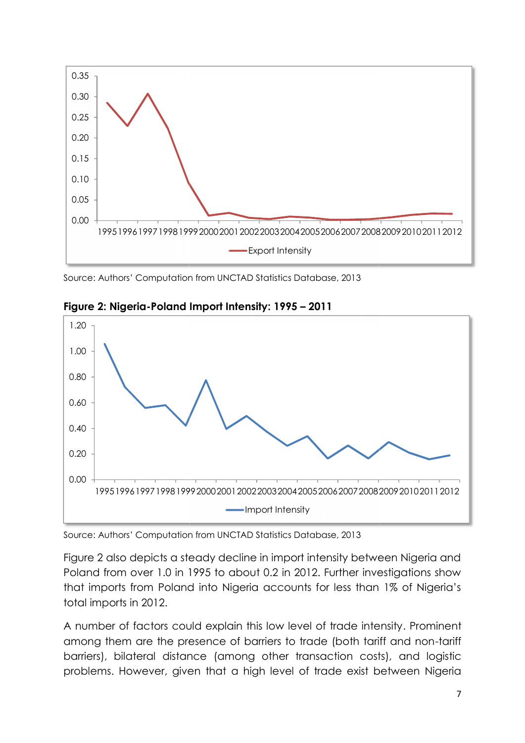Source: Authors' Computation from UNCTAD Statistics Database, 2013

**Figure 2: Nigeria-Poland Import Intensity: 1995 – 2011**

Source: Authors' Computation from UNCTAD Statistics Database, 2013

Figure 2 also depicts a steady decline in import intensity between Nigeria and Poland from over 1.0 in 1995 to about 0.2 in 2012. Further investigations show that imports from Poland into Nigeria accounts for less than 1% of Nigeria's total imports in 2012.

A number of factors could explain this low level of trade intensity. Prominent among them are the presence of barriers to trade (both tariff and non-tariff barriers), bilateral distance (among other transaction costs), and logistic problems. However, given that a high level of trade exist between Nigeria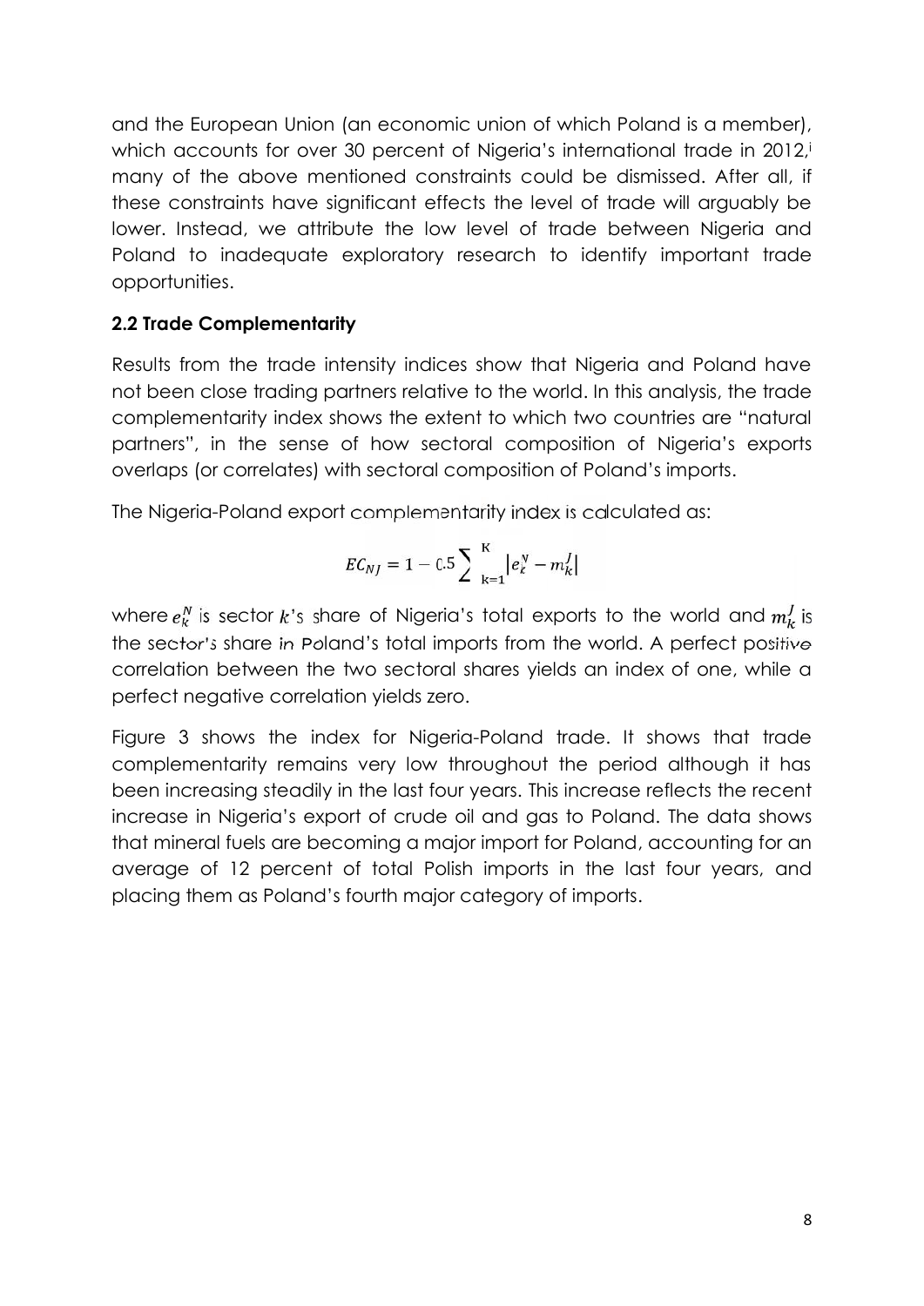and the European Union (an economic union of which Poland is a member), which accounts for over 30 percent of Nigeria's international trade in 2012,[i] many of the above mentioned constraints could be dismissed. After all, if these constraints have significant effects the level of trade will arguably be lower. Instead, we attribute the low level of trade between Nigeria and Poland to inadequate exploratory research to identify important trade opportunities.

### 2.2 Trade Complementarity

Results from the trade intensity indices show that Nigeria and Poland have not been close trading partners relative to the world. In this analysis, the trade complementarity index shows the extent to which two countries are "natural partners", in the sense of how sectoral composition of Nigeria's exports overlaps (or correlates) with sectoral composition of Poland's imports.

The Nigeria-Poland export complementarity index is calculated as:

$$EC_{NJ} = 1 - 0.5 \sum_{k=1}^{K} \left| e_k^N - m_k^J \right|$$

where $e_k^N$ is sector $k$'s share of Nigeria's total exports to the world and $m_k^J$ is the sector's share in Poland's total imports from the world. A perfect positive correlation between the two sectoral shares yields an index of one, while a perfect negative correlation yields zero.

Figure 3 shows the index for Nigeria-Poland trade. It shows that trade complementarity remains very low throughout the period although it has been increasing steadily in the last four years. This increase reflects the recent increase in Nigeria's export of crude oil and gas to Poland. The data shows that mineral fuels are becoming a major import for Poland, accounting for an average of 12 percent of total Polish imports in the last four years, and placing them as Poland's fourth major category of imports.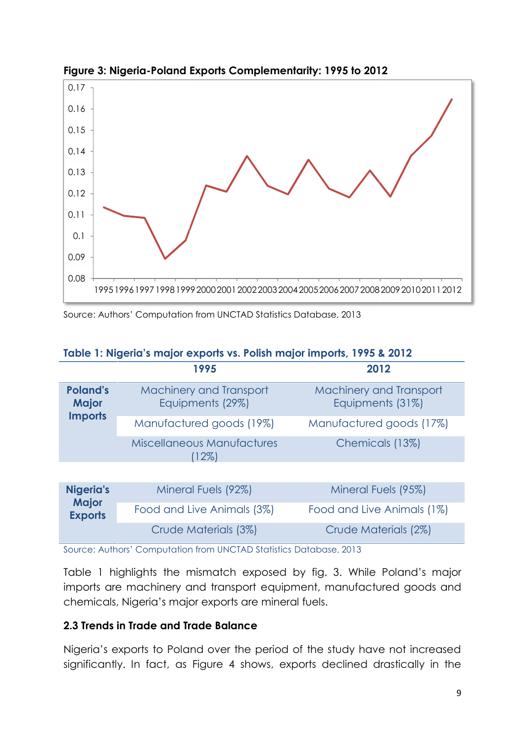**Figure 3: Nigeria-Poland Exports Complementarity: 1995 to 2012**

Source: Authors' Computation from UNCTAD Statistics Database, 2013

**Table 1: Nigeria's major exports vs. Polish major imports, 1995 & 2012**

| | 1995 | 2012 |
|---|---|---|
| **Poland's Major Imports** | Machinery and Transport Equipments (29%) | Machinery and Transport Equipments (31%) |
| | Manufactured goods (19%) | Manufactured goods (17%) |
| | Miscellaneous Manufactures (12%) | Chemicals (13%) |
| **Nigeria's Major Exports** | Mineral Fuels (92%) | Mineral Fuels (95%) |
| | Food and Live Animals (3%) | Food and Live Animals (1%) |
| | Crude Materials (3%) | Crude Materials (2%) |

Source: Authors' Computation from UNCTAD Statistics Database, 2013

Table 1 highlights the mismatch exposed by fig. 3. While Poland's major imports are machinery and transport equipment, manufactured goods and chemicals, Nigeria's major exports are mineral fuels.

### 2.3 Trends in Trade and Trade Balance

Nigeria's exports to Poland over the period of the study have not increased significantly. In fact, as Figure 4 shows, exports declined drastically in the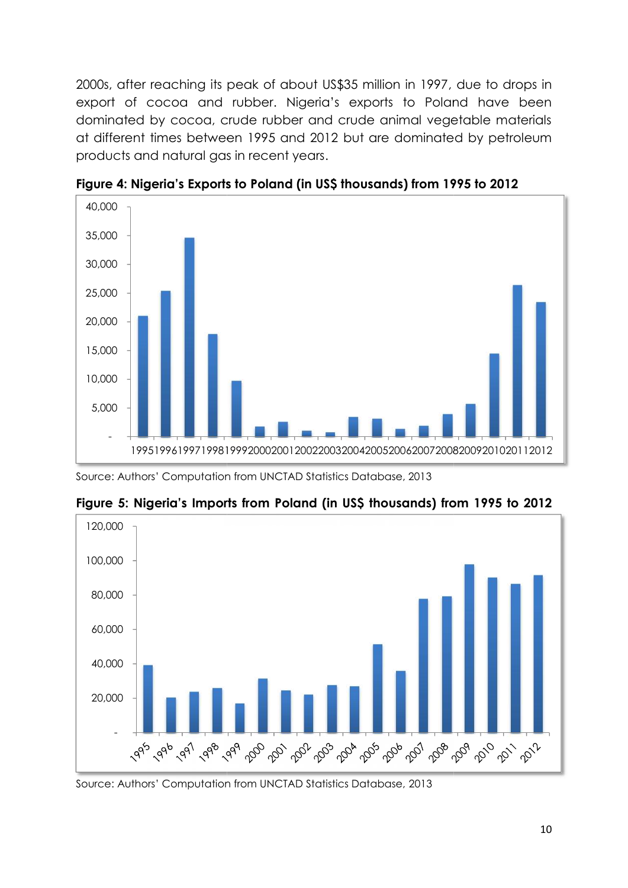2000s, after reaching its peak of about US$35 million in 1997, due to drops in export of cocoa and rubber. Nigeria's exports to Poland have been dominated by cocoa, crude rubber and crude animal vegetable materials at different times between 1995 and 2012 but are dominated by petroleum products and natural gas in recent years.

**Figure 4: Nigeria's Exports to Poland (in US$ thousands) from 1995 to 2012**

Source: Authors' Computation from UNCTAD Statistics Database, 2013

**Figure 5: Nigeria's Imports from Poland (in US$ thousands) from 1995 to 2012**

Source: Authors' Computation from UNCTAD Statistics Database, 2013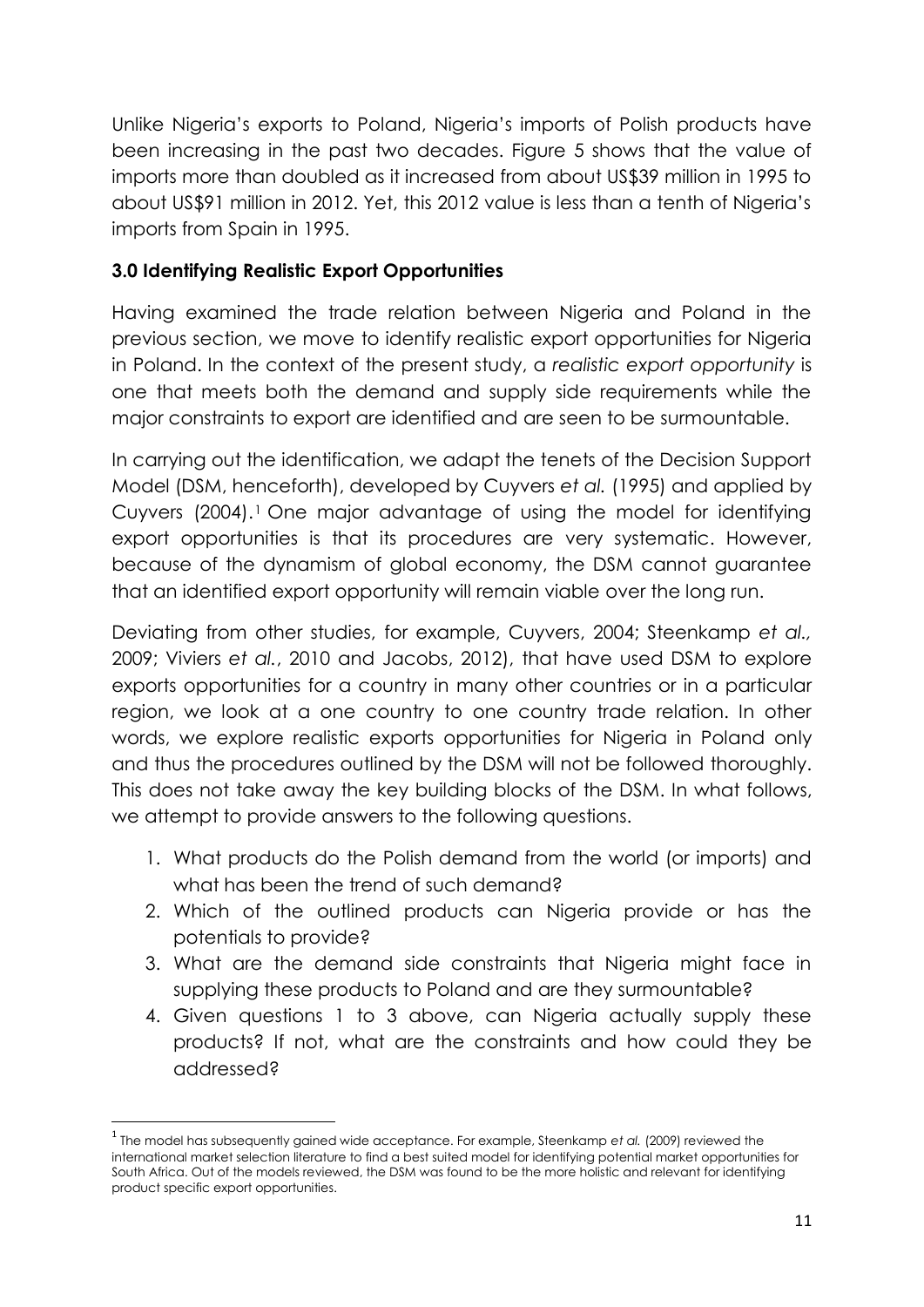Unlike Nigeria's exports to Poland, Nigeria's imports of Polish products have been increasing in the past two decades. Figure 5 shows that the value of imports more than doubled as it increased from about US$39 million in 1995 to about US$91 million in 2012. Yet, this 2012 value is less than a tenth of Nigeria's imports from Spain in 1995.

## 3.0 Identifying Realistic Export Opportunities

Having examined the trade relation between Nigeria and Poland in the previous section, we move to identify realistic export opportunities for Nigeria in Poland. In the context of the present study, a *realistic export opportunity* is one that meets both the demand and supply side requirements while the major constraints to export are identified and are seen to be surmountable.

In carrying out the identification, we adapt the tenets of the Decision Support Model (DSM, henceforth), developed by Cuyvers *et al.* (1995) and applied by Cuyvers (2004).[1] One major advantage of using the model for identifying export opportunities is that its procedures are very systematic. However, because of the dynamism of global economy, the DSM cannot guarantee that an identified export opportunity will remain viable over the long run.

Deviating from other studies, for example, Cuyvers, 2004; Steenkamp *et al.,* 2009; Viviers *et al.*, 2010 and Jacobs, 2012), that have used DSM to explore exports opportunities for a country in many other countries or in a particular region, we look at a one country to one country trade relation. In other words, we explore realistic exports opportunities for Nigeria in Poland only and thus the procedures outlined by the DSM will not be followed thoroughly. This does not take away the key building blocks of the DSM. In what follows, we attempt to provide answers to the following questions.

1. What products do the Polish demand from the world (or imports) and what has been the trend of such demand?
2. Which of the outlined products can Nigeria provide or has the potentials to provide?
3. What are the demand side constraints that Nigeria might face in supplying these products to Poland and are they surmountable?
4. Given questions 1 to 3 above, can Nigeria actually supply these products? If not, what are the constraints and how could they be addressed?

---

[1] The model has subsequently gained wide acceptance. For example, Steenkamp *et al.* (2009) reviewed the international market selection literature to find a best suited model for identifying potential market opportunities for South Africa. Out of the models reviewed, the DSM was found to be the more holistic and relevant for identifying product specific export opportunities.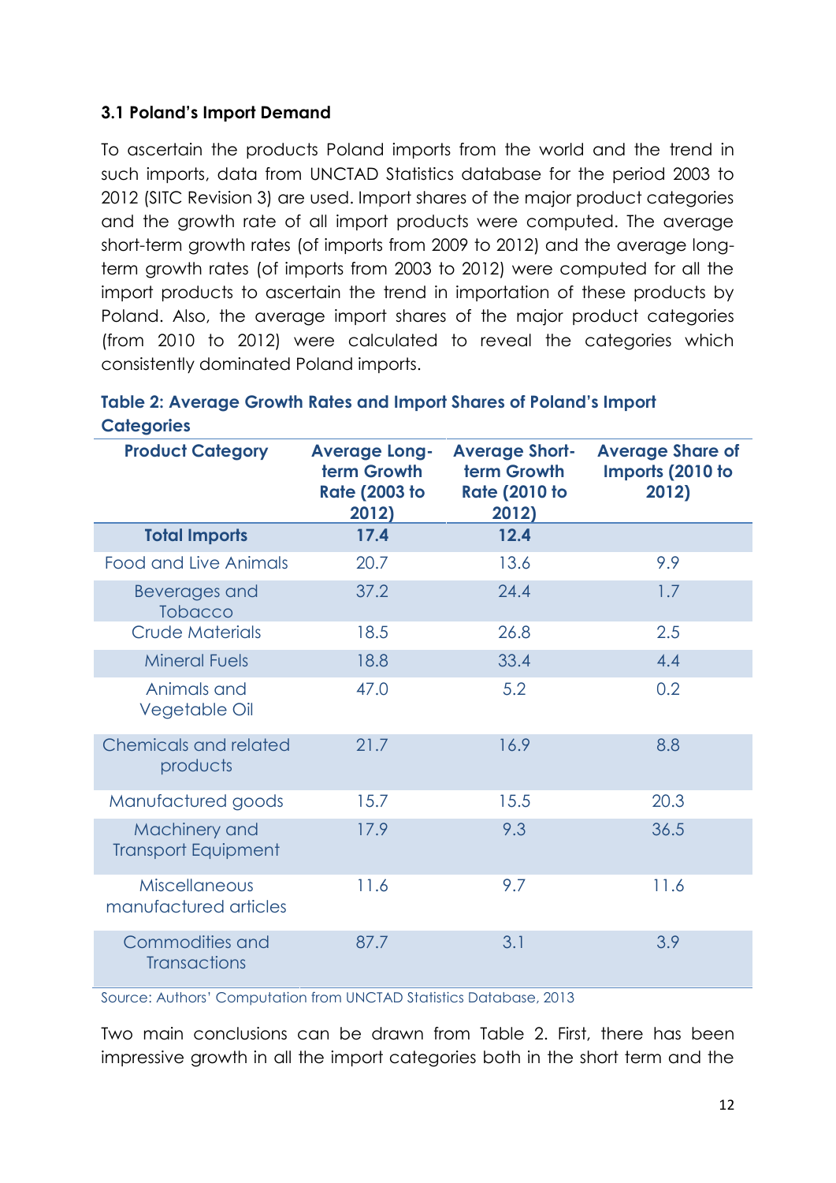### 3.1 Poland's Import Demand

To ascertain the products Poland imports from the world and the trend in such imports, data from UNCTAD Statistics database for the period 2003 to 2012 (SITC Revision 3) are used. Import shares of the major product categories and the growth rate of all import products were computed. The average short-term growth rates (of imports from 2009 to 2012) and the average long-term growth rates (of imports from 2003 to 2012) were computed for all the import products to ascertain the trend in importation of these products by Poland. Also, the average import shares of the major product categories (from 2010 to 2012) were calculated to reveal the categories which consistently dominated Poland imports.

**Table 2: Average Growth Rates and Import Shares of Poland's Import Categories**

| Product Category | Average Long-term Growth Rate (2003 to 2012) | Average Short-term Growth Rate (2010 to 2012) | Average Share of Imports (2010 to 2012) |
|---|---|---|---|
| **Total Imports** | **17.4** | **12.4** | |
| Food and Live Animals | 20.7 | 13.6 | 9.9 |
| Beverages and Tobacco | 37.2 | 24.4 | 1.7 |
| Crude Materials | 18.5 | 26.8 | 2.5 |
| Mineral Fuels | 18.8 | 33.4 | 4.4 |
| Animals and Vegetable Oil | 47.0 | 5.2 | 0.2 |
| Chemicals and related products | 21.7 | 16.9 | 8.8 |
| Manufactured goods | 15.7 | 15.5 | 20.3 |
| Machinery and Transport Equipment | 17.9 | 9.3 | 36.5 |
| Miscellaneous manufactured articles | 11.6 | 9.7 | 11.6 |
| Commodities and Transactions | 87.7 | 3.1 | 3.9 |

Source: Authors' Computation from UNCTAD Statistics Database, 2013

Two main conclusions can be drawn from Table 2. First, there has been impressive growth in all the import categories both in the short term and the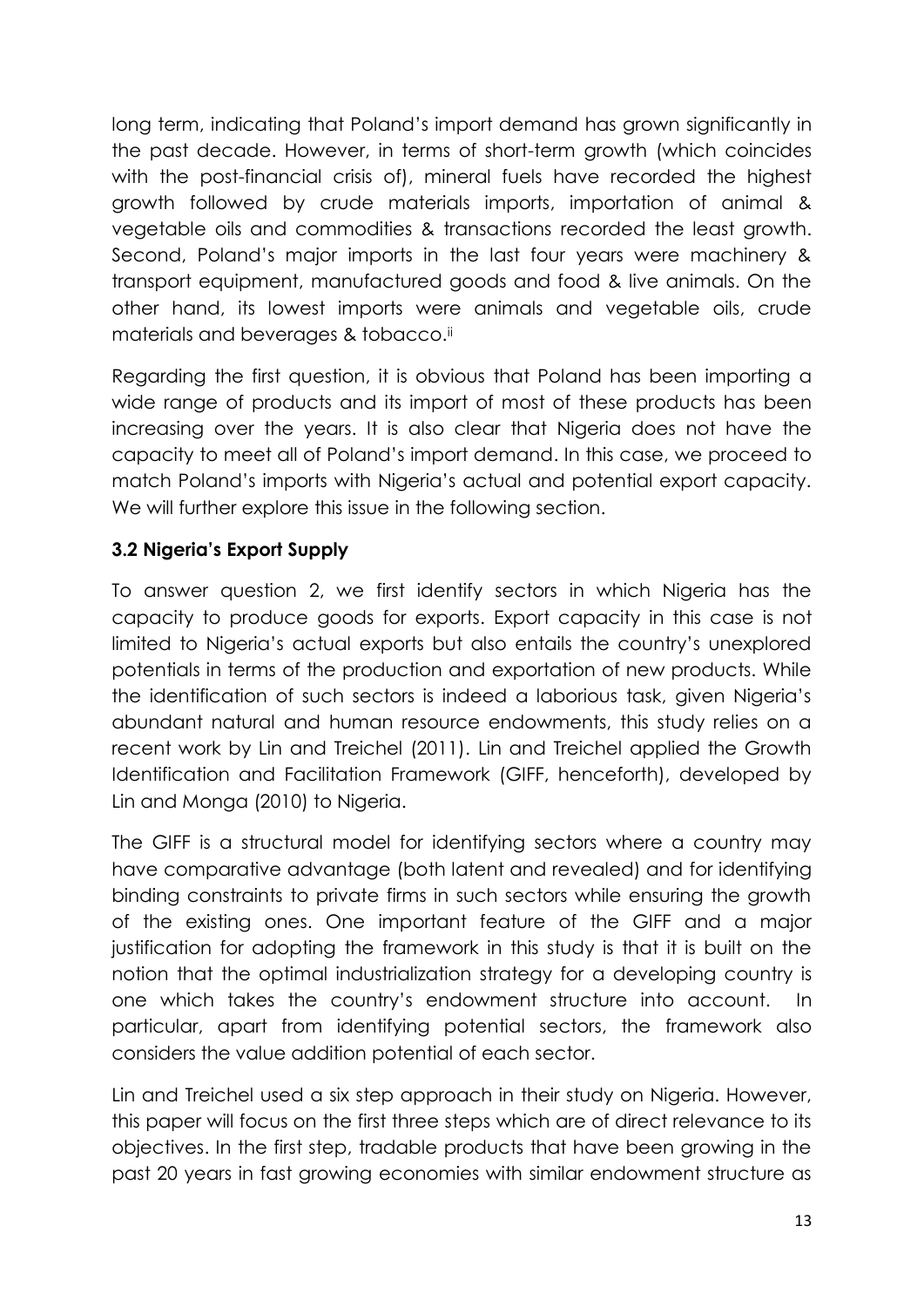long term, indicating that Poland's import demand has grown significantly in the past decade. However, in terms of short-term growth (which coincides with the post-financial crisis of), mineral fuels have recorded the highest growth followed by crude materials imports, importation of animal & vegetable oils and commodities & transactions recorded the least growth. Second, Poland's major imports in the last four years were machinery & transport equipment, manufactured goods and food & live animals. On the other hand, its lowest imports were animals and vegetable oils, crude materials and beverages & tobacco.[ii]

Regarding the first question, it is obvious that Poland has been importing a wide range of products and its import of most of these products has been increasing over the years. It is also clear that Nigeria does not have the capacity to meet all of Poland's import demand. In this case, we proceed to match Poland's imports with Nigeria's actual and potential export capacity. We will further explore this issue in the following section.

### 3.2 Nigeria's Export Supply

To answer question 2, we first identify sectors in which Nigeria has the capacity to produce goods for exports. Export capacity in this case is not limited to Nigeria's actual exports but also entails the country's unexplored potentials in terms of the production and exportation of new products. While the identification of such sectors is indeed a laborious task, given Nigeria's abundant natural and human resource endowments, this study relies on a recent work by Lin and Treichel (2011). Lin and Treichel applied the Growth Identification and Facilitation Framework (GIFF, henceforth), developed by Lin and Monga (2010) to Nigeria.

The GIFF is a structural model for identifying sectors where a country may have comparative advantage (both latent and revealed) and for identifying binding constraints to private firms in such sectors while ensuring the growth of the existing ones. One important feature of the GIFF and a major justification for adopting the framework in this study is that it is built on the notion that the optimal industrialization strategy for a developing country is one which takes the country's endowment structure into account. In particular, apart from identifying potential sectors, the framework also considers the value addition potential of each sector.

Lin and Treichel used a six step approach in their study on Nigeria. However, this paper will focus on the first three steps which are of direct relevance to its objectives. In the first step, tradable products that have been growing in the past 20 years in fast growing economies with similar endowment structure as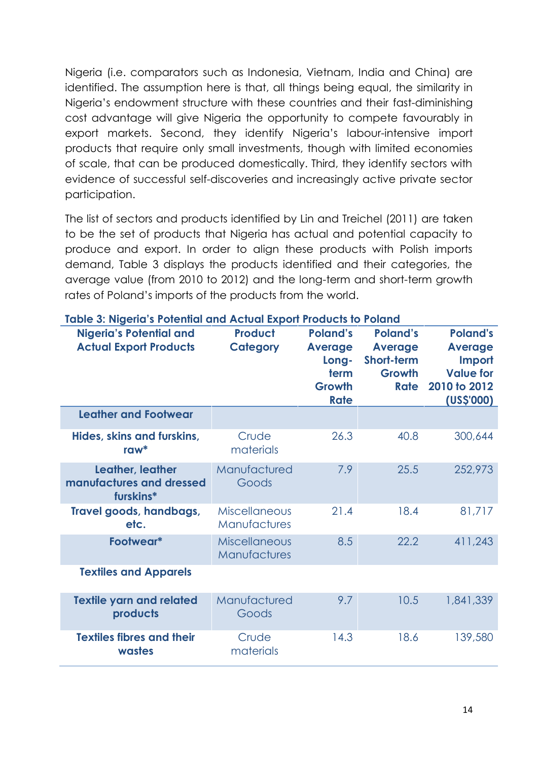Nigeria (i.e. comparators such as Indonesia, Vietnam, India and China) are identified. The assumption here is that, all things being equal, the similarity in Nigeria's endowment structure with these countries and their fast-diminishing cost advantage will give Nigeria the opportunity to compete favourably in export markets. Second, they identify Nigeria's labour-intensive import products that require only small investments, though with limited economies of scale, that can be produced domestically. Third, they identify sectors with evidence of successful self-discoveries and increasingly active private sector participation.

The list of sectors and products identified by Lin and Treichel (2011) are taken to be the set of products that Nigeria has actual and potential capacity to produce and export. In order to align these products with Polish imports demand, Table 3 displays the products identified and their categories, the average value (from 2010 to 2012) and the long-term and short-term growth rates of Poland's imports of the products from the world.

**Table 3: Nigeria's Potential and Actual Export Products to Poland**

| Nigeria's Potential and Actual Export Products | Product Category | Poland's Average Long-term Growth Rate | Poland's Average Short-term Growth Rate | Poland's Average Import Value for 2010 to 2012 (US$'000) |
|---|---|---|---|---|
| **Leather and Footwear** | | | | |
| **Hides, skins and furskins, raw*** | Crude materials | 26.3 | 40.8 | 300,644 |
| **Leather, leather manufactures and dressed furskins*** | Manufactured Goods | 7.9 | 25.5 | 252,973 |
| **Travel goods, handbags, etc.** | Miscellaneous Manufactures | 21.4 | 18.4 | 81,717 |
| **Footwear*** | Miscellaneous Manufactures | 8.5 | 22.2 | 411,243 |
| **Textiles and Apparels** | | | | |
| **Textile yarn and related products** | Manufactured Goods | 9.7 | 10.5 | 1,841,339 |
| **Textiles fibres and their wastes** | Crude materials | 14.3 | 18.6 | 139,580 |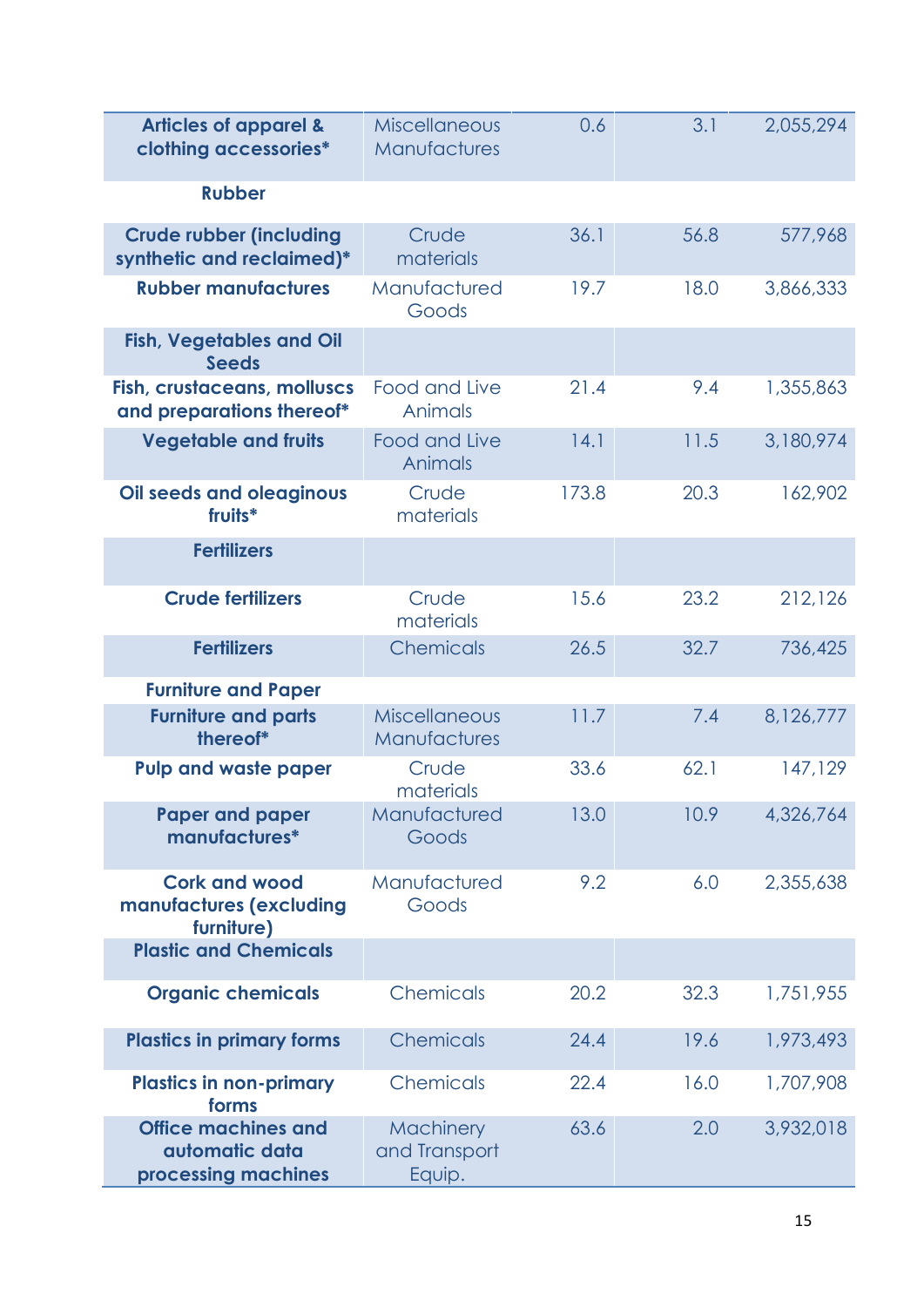| | | | | |
|---|---|---|---|---|
| **Articles of apparel & clothing accessories*** | Miscellaneous Manufactures | 0.6 | 3.1 | 2,055,294 |
| **Rubber** | | | | |
| **Crude rubber (including synthetic and reclaimed)*** | Crude materials | 36.1 | 56.8 | 577,968 |
| **Rubber manufactures** | Manufactured Goods | 19.7 | 18.0 | 3,866,333 |
| **Fish, Vegetables and Oil Seeds** | | | | |
| **Fish, crustaceans, molluscs and preparations thereof*** | Food and Live Animals | 21.4 | 9.4 | 1,355,863 |
| **Vegetable and fruits** | Food and Live Animals | 14.1 | 11.5 | 3,180,974 |
| **Oil seeds and oleaginous fruits*** | Crude materials | 173.8 | 20.3 | 162,902 |
| **Fertilizers** | | | | |
| **Crude fertilizers** | Crude materials | 15.6 | 23.2 | 212,126 |
| **Fertilizers** | Chemicals | 26.5 | 32.7 | 736,425 |
| **Furniture and Paper** | | | | |
| **Furniture and parts thereof*** | Miscellaneous Manufactures | 11.7 | 7.4 | 8,126,777 |
| **Pulp and waste paper** | Crude materials | 33.6 | 62.1 | 147,129 |
| **Paper and paper manufactures*** | Manufactured Goods | 13.0 | 10.9 | 4,326,764 |
| **Cork and wood manufactures (excluding furniture)** | Manufactured Goods | 9.2 | 6.0 | 2,355,638 |
| **Plastic and Chemicals** | | | | |
| **Organic chemicals** | Chemicals | 20.2 | 32.3 | 1,751,955 |
| **Plastics in primary forms** | Chemicals | 24.4 | 19.6 | 1,973,493 |
| **Plastics in non-primary forms** | Chemicals | 22.4 | 16.0 | 1,707,908 |
| **Office machines and automatic data processing machines** | Machinery and Transport Equip. | 63.6 | 2.0 | 3,932,018 |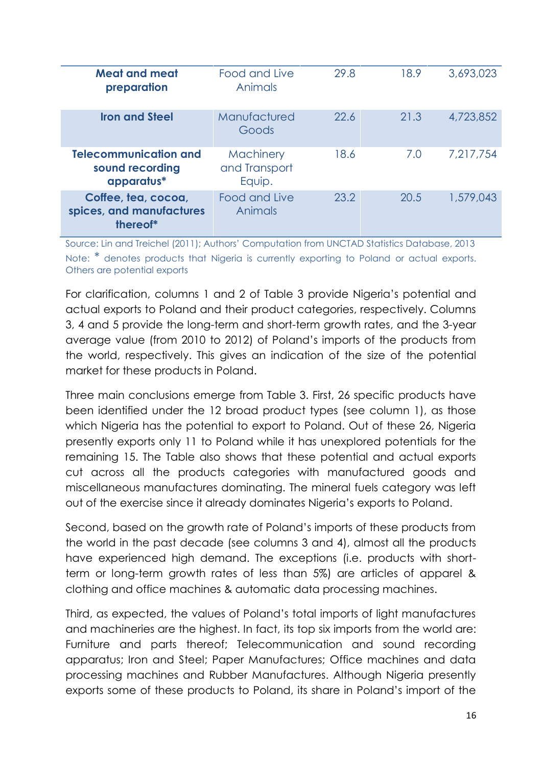| | | | | |
|---|---|---|---|---|
| **Meat and meat preparation** | Food and Live Animals | 29.8 | 18.9 | 3,693,023 |
| **Iron and Steel** | Manufactured Goods | 22.6 | 21.3 | 4,723,852 |
| **Telecommunication and sound recording apparatus*** | Machinery and Transport Equip. | 18.6 | 7.0 | 7,217,754 |
| **Coffee, tea, cocoa, spices, and manufactures thereof*** | Food and Live Animals | 23.2 | 20.5 | 1,579,043 |

Source: Lin and Treichel (2011); Authors' Computation from UNCTAD Statistics Database, 2013

Note: * denotes products that Nigeria is currently exporting to Poland or actual exports. Others are potential exports

For clarification, columns 1 and 2 of Table 3 provide Nigeria's potential and actual exports to Poland and their product categories, respectively. Columns 3, 4 and 5 provide the long-term and short-term growth rates, and the 3-year average value (from 2010 to 2012) of Poland's imports of the products from the world, respectively. This gives an indication of the size of the potential market for these products in Poland.

Three main conclusions emerge from Table 3. First, 26 specific products have been identified under the 12 broad product types (see column 1), as those which Nigeria has the potential to export to Poland. Out of these 26, Nigeria presently exports only 11 to Poland while it has unexplored potentials for the remaining 15. The Table also shows that these potential and actual exports cut across all the products categories with manufactured goods and miscellaneous manufactures dominating. The mineral fuels category was left out of the exercise since it already dominates Nigeria's exports to Poland.

Second, based on the growth rate of Poland's imports of these products from the world in the past decade (see columns 3 and 4), almost all the products have experienced high demand. The exceptions (i.e. products with short-term or long-term growth rates of less than 5%) are articles of apparel & clothing and office machines & automatic data processing machines.

Third, as expected, the values of Poland's total imports of light manufactures and machineries are the highest. In fact, its top six imports from the world are: Furniture and parts thereof; Telecommunication and sound recording apparatus; Iron and Steel; Paper Manufactures; Office machines and data processing machines and Rubber Manufactures. Although Nigeria presently exports some of these products to Poland, its share in Poland's import of the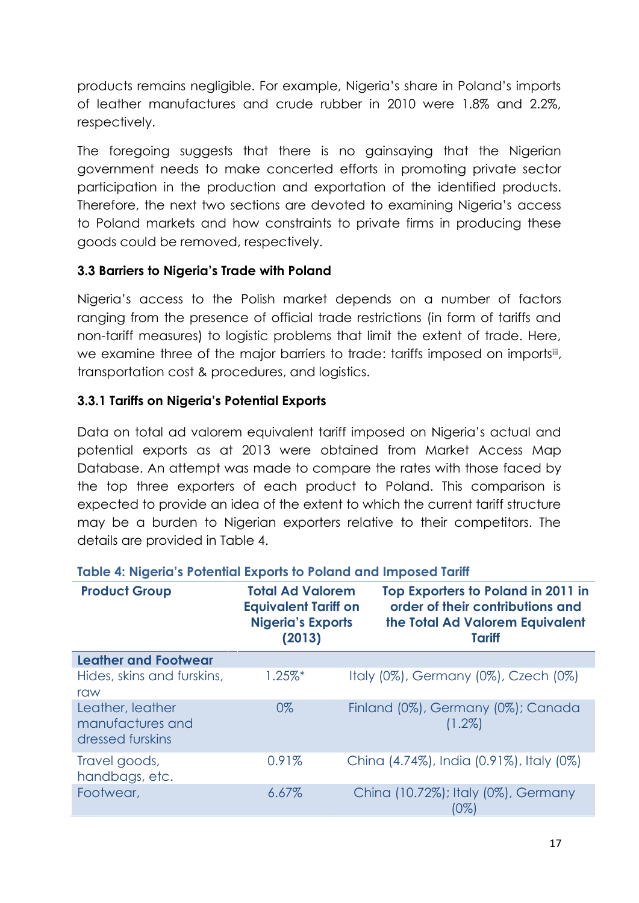products remains negligible. For example, Nigeria's share in Poland's imports of leather manufactures and crude rubber in 2010 were 1.8% and 2.2%, respectively.

The foregoing suggests that there is no gainsaying that the Nigerian government needs to make concerted efforts in promoting private sector participation in the production and exportation of the identified products. Therefore, the next two sections are devoted to examining Nigeria's access to Poland markets and how constraints to private firms in producing these goods could be removed, respectively.

### 3.3 Barriers to Nigeria's Trade with Poland

Nigeria's access to the Polish market depends on a number of factors ranging from the presence of official trade restrictions (in form of tariffs and non-tariff measures) to logistic problems that limit the extent of trade. Here, we examine three of the major barriers to trade: tariffs imposed on imports[iii], transportation cost & procedures, and logistics.

#### 3.3.1 Tariffs on Nigeria's Potential Exports

Data on total ad valorem equivalent tariff imposed on Nigeria's actual and potential exports as at 2013 were obtained from Market Access Map Database. An attempt was made to compare the rates with those faced by the top three exporters of each product to Poland. This comparison is expected to provide an idea of the extent to which the current tariff structure may be a burden to Nigerian exporters relative to their competitors. The details are provided in Table 4.

**Table 4: Nigeria's Potential Exports to Poland and Imposed Tariff**

| Product Group | Total Ad Valorem Equivalent Tariff on Nigeria's Exports (2013) | Top Exporters to Poland in 2011 in order of their contributions and the Total Ad Valorem Equivalent Tariff |
|---|---|---|
| **Leather and Footwear** | | |
| Hides, skins and furskins, raw | 1.25%* | Italy (0%), Germany (0%), Czech (0%) |
| Leather, leather manufactures and dressed furskins | 0% | Finland (0%), Germany (0%); Canada (1.2%) |
| Travel goods, handbags, etc. | 0.91% | China (4.74%), India (0.91%), Italy (0%) |
| Footwear, | 6.67% | China (10.72%); Italy (0%), Germany (0%) |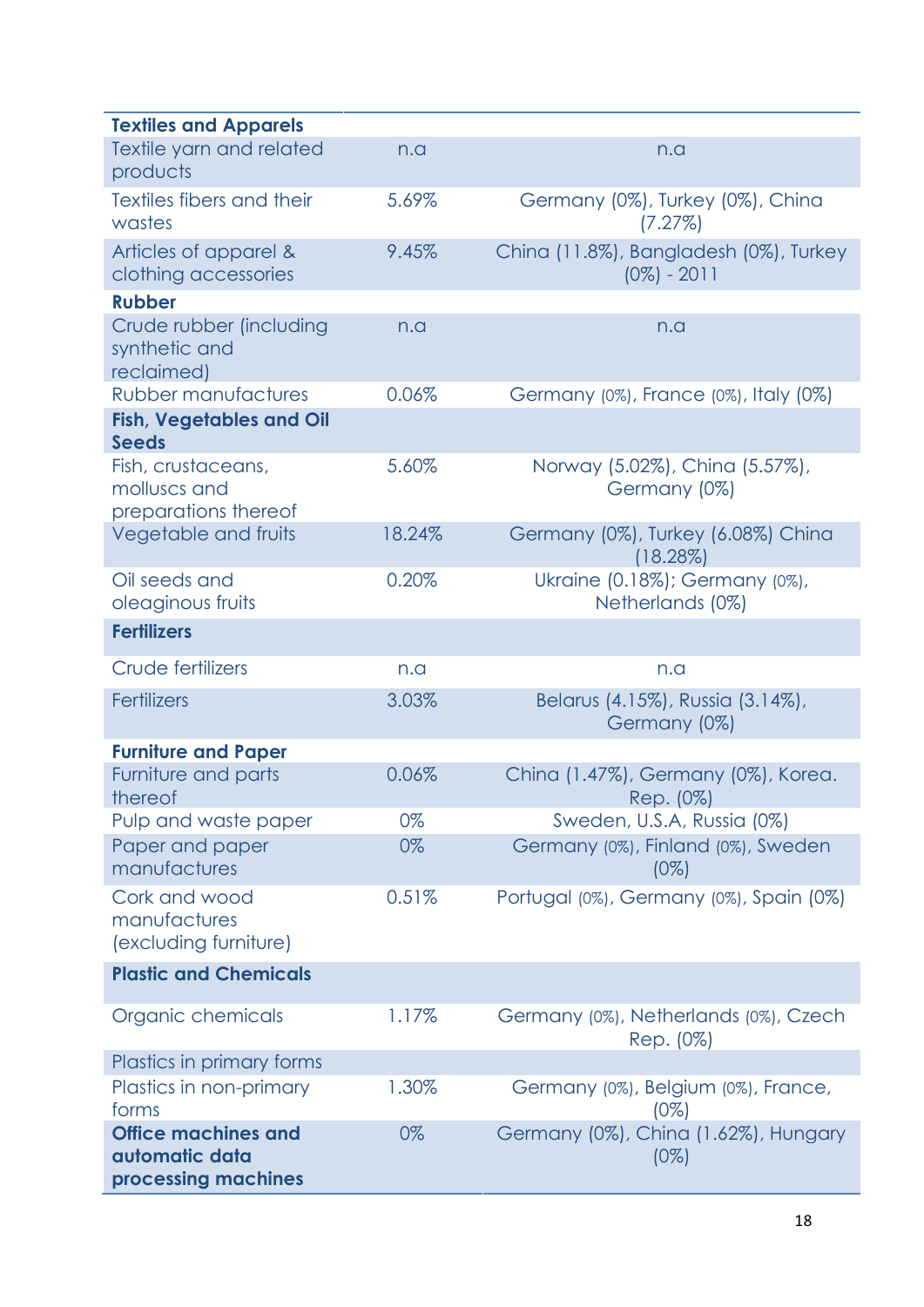| **Textiles and Apparels** | | |
|---|---|---|
| Textile yarn and related products | n.a | n.a |
| Textiles fibers and their wastes | 5.69% | Germany (0%), Turkey (0%), China (7.27%) |
| Articles of apparel & clothing accessories | 9.45% | China (11.8%), Bangladesh (0%), Turkey (0%) - 2011 |
| **Rubber** | | |
| Crude rubber (including synthetic and reclaimed) | n.a | n.a |
| Rubber manufactures | 0.06% | Germany (0%), France (0%), Italy (0%) |
| **Fish, Vegetables and Oil Seeds** | | |
| Fish, crustaceans, molluscs and preparations thereof | 5.60% | Norway (5.02%), China (5.57%), Germany (0%) |
| Vegetable and fruits | 18.24% | Germany (0%), Turkey (6.08%) China (18.28%) |
| Oil seeds and oleaginous fruits | 0.20% | Ukraine (0.18%); Germany (0%), Netherlands (0%) |
| **Fertilizers** | | |
| Crude fertilizers | n.a | n.a |
| Fertilizers | 3.03% | Belarus (4.15%), Russia (3.14%), Germany (0%) |
| **Furniture and Paper** | | |
| Furniture and parts thereof | 0.06% | China (1.47%), Germany (0%), Korea. Rep. (0%) |
| Pulp and waste paper | 0% | Sweden, U.S.A, Russia (0%) |
| Paper and paper manufactures | 0% | Germany (0%), Finland (0%), Sweden (0%) |
| Cork and wood manufactures (excluding furniture) | 0.51% | Portugal (0%), Germany (0%), Spain (0%) |
| **Plastic and Chemicals** | | |
| Organic chemicals | 1.17% | Germany (0%), Netherlands (0%), Czech Rep. (0%) |
| Plastics in primary forms | | |
| Plastics in non-primary forms | 1.30% | Germany (0%), Belgium (0%), France, (0%) |
| **Office machines and automatic data processing machines** | 0% | Germany (0%), China (1.62%), Hungary (0%) |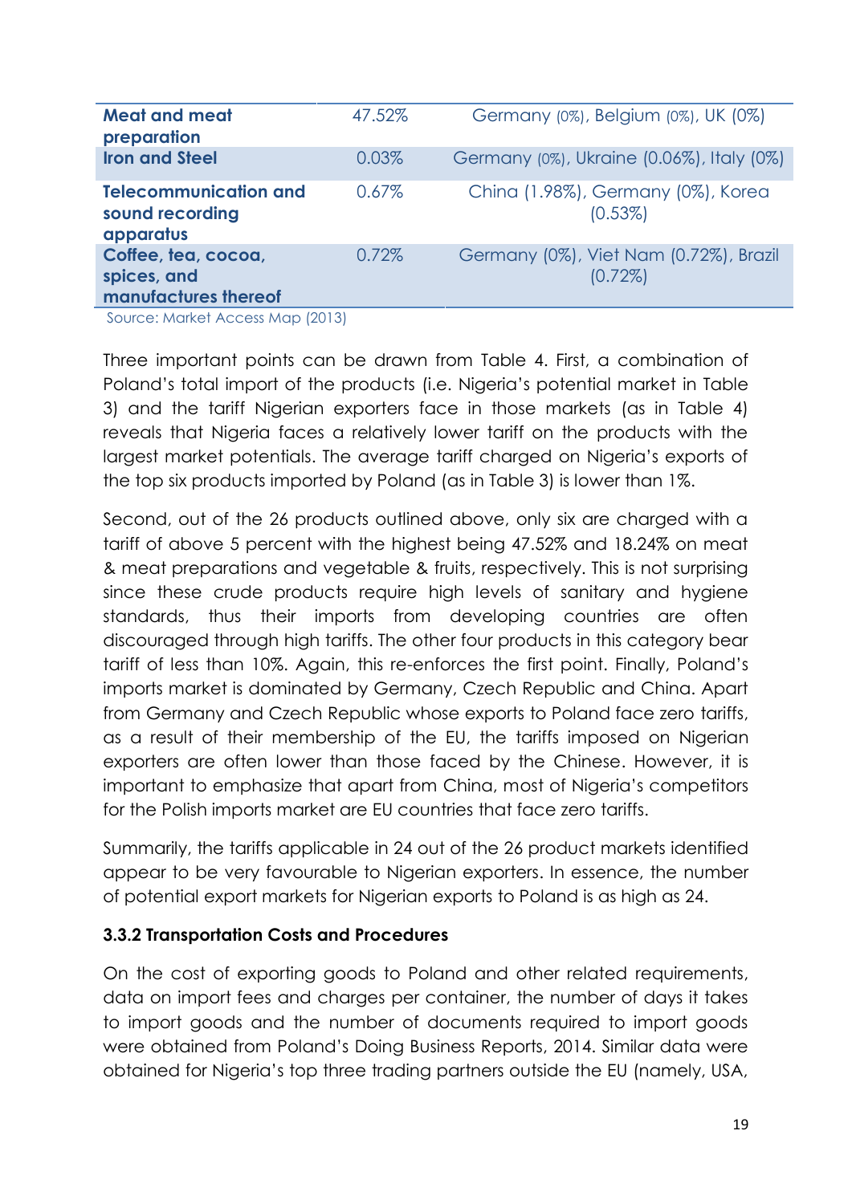| **Meat and meat preparation** | 47.52% | Germany (0%), Belgium (0%), UK (0%) |
|---|---|---|
| **Iron and Steel** | 0.03% | Germany (0%), Ukraine (0.06%), Italy (0%) |
| **Telecommunication and sound recording apparatus** | 0.67% | China (1.98%), Germany (0%), Korea (0.53%) |
| **Coffee, tea, cocoa, spices, and manufactures thereof** | 0.72% | Germany (0%), Viet Nam (0.72%), Brazil (0.72%) |

Source: Market Access Map (2013)

Three important points can be drawn from Table 4. First, a combination of Poland's total import of the products (i.e. Nigeria's potential market in Table 3) and the tariff Nigerian exporters face in those markets (as in Table 4) reveals that Nigeria faces a relatively lower tariff on the products with the largest market potentials. The average tariff charged on Nigeria's exports of the top six products imported by Poland (as in Table 3) is lower than 1%.

Second, out of the 26 products outlined above, only six are charged with a tariff of above 5 percent with the highest being 47.52% and 18.24% on meat & meat preparations and vegetable & fruits, respectively. This is not surprising since these crude products require high levels of sanitary and hygiene standards, thus their imports from developing countries are often discouraged through high tariffs. The other four products in this category bear tariff of less than 10%. Again, this re-enforces the first point. Finally, Poland's imports market is dominated by Germany, Czech Republic and China. Apart from Germany and Czech Republic whose exports to Poland face zero tariffs, as a result of their membership of the EU, the tariffs imposed on Nigerian exporters are often lower than those faced by the Chinese. However, it is important to emphasize that apart from China, most of Nigeria's competitors for the Polish imports market are EU countries that face zero tariffs.

Summarily, the tariffs applicable in 24 out of the 26 product markets identified appear to be very favourable to Nigerian exporters. In essence, the number of potential export markets for Nigerian exports to Poland is as high as 24.

### 3.3.2 Transportation Costs and Procedures

On the cost of exporting goods to Poland and other related requirements, data on import fees and charges per container, the number of days it takes to import goods and the number of documents required to import goods were obtained from Poland's Doing Business Reports, 2014. Similar data were obtained for Nigeria's top three trading partners outside the EU (namely, USA,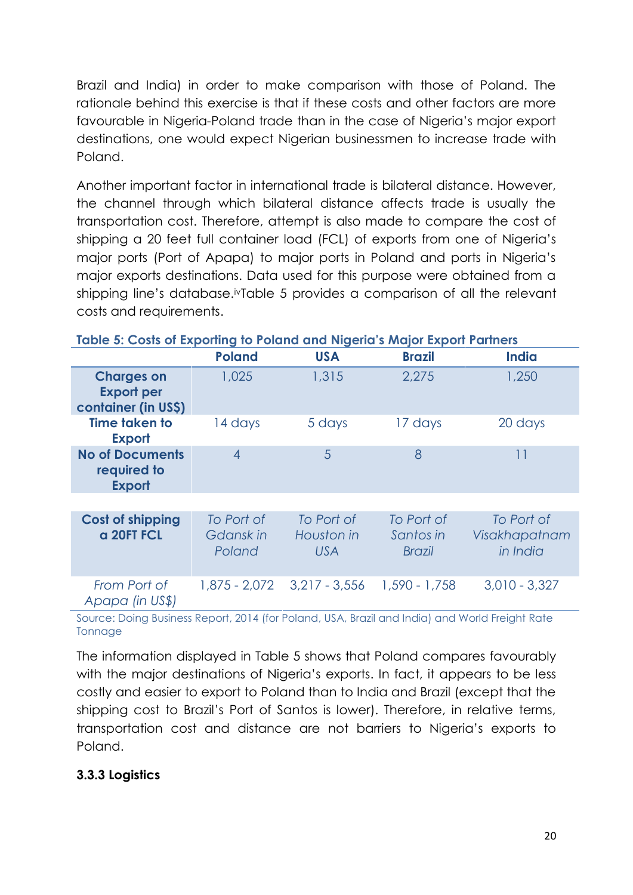Brazil and India) in order to make comparison with those of Poland. The rationale behind this exercise is that if these costs and other factors are more favourable in Nigeria-Poland trade than in the case of Nigeria's major export destinations, one would expect Nigerian businessmen to increase trade with Poland.

Another important factor in international trade is bilateral distance. However, the channel through which bilateral distance affects trade is usually the transportation cost. Therefore, attempt is also made to compare the cost of shipping a 20 feet full container load (FCL) of exports from one of Nigeria's major ports (Port of Apapa) to major ports in Poland and ports in Nigeria's major exports destinations. Data used for this purpose were obtained from a shipping line's database.[iv] Table 5 provides a comparison of all the relevant costs and requirements.

**Table 5: Costs of Exporting to Poland and Nigeria's Major Export Partners**

| | Poland | USA | Brazil | India |
|---|---|---|---|---|
| **Charges on Export per container (in US$)** | 1,025 | 1,315 | 2,275 | 1,250 |
| **Time taken to Export** | 14 days | 5 days | 17 days | 20 days |
| **No of Documents required to Export** | 4 | 5 | 8 | 11 |
| **Cost of shipping a 20FT FCL** | *To Port of Gdansk in Poland* | *To Port of Houston in USA* | *To Port of Santos in Brazil* | *To Port of Visakhapatnam in India* |
| *From Port of Apapa (in US$)* | 1,875 - 2,072 | 3,217 - 3,556 | 1,590 - 1,758 | 3,010 - 3,327 |

Source: Doing Business Report, 2014 (for Poland, USA, Brazil and India) and World Freight Rate Tonnage

The information displayed in Table 5 shows that Poland compares favourably with the major destinations of Nigeria's exports. In fact, it appears to be less costly and easier to export to Poland than to India and Brazil (except that the shipping cost to Brazil's Port of Santos is lower). Therefore, in relative terms, transportation cost and distance are not barriers to Nigeria's exports to Poland.

### 3.3.3 Logistics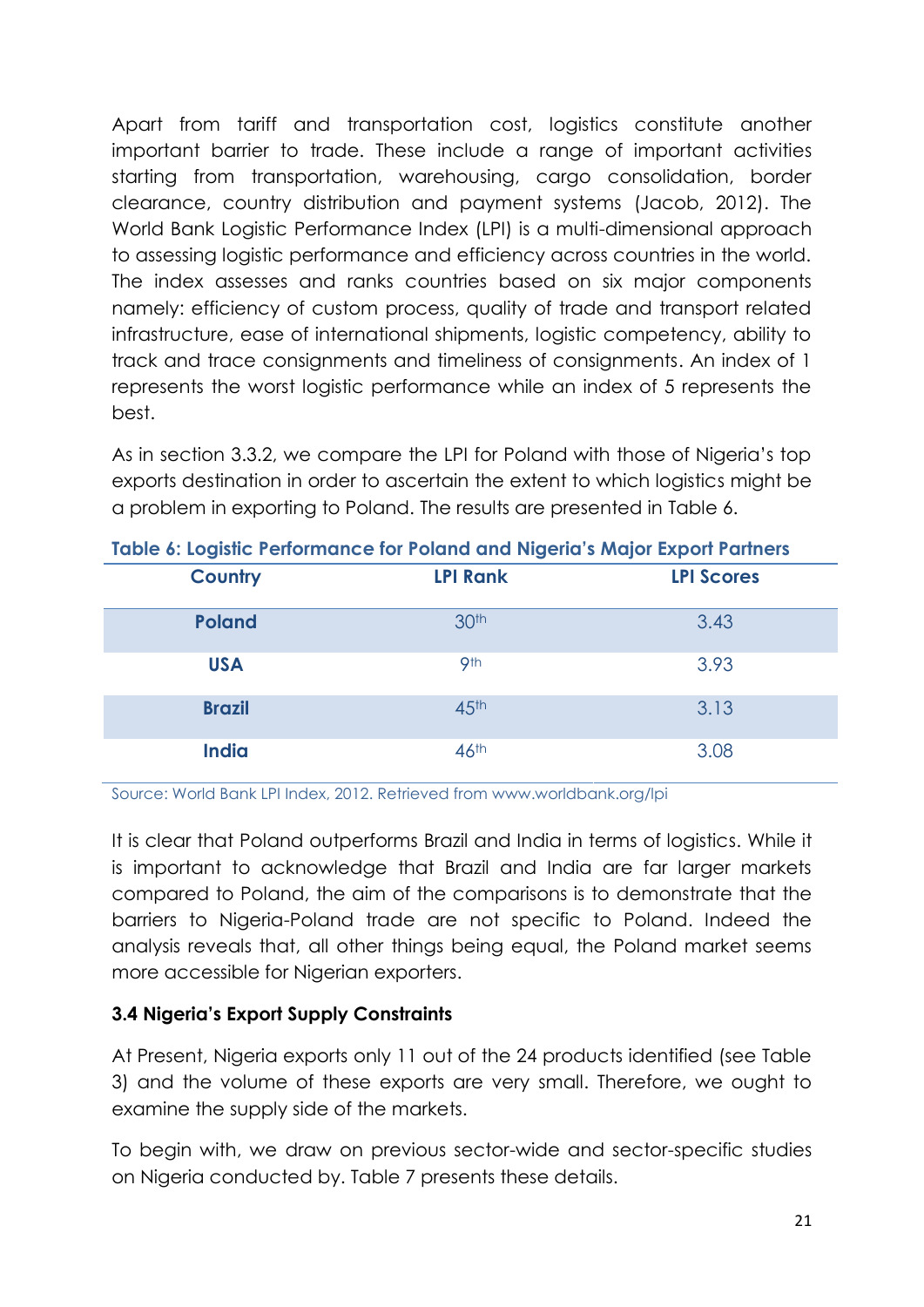Apart from tariff and transportation cost, logistics constitute another important barrier to trade. These include a range of important activities starting from transportation, warehousing, cargo consolidation, border clearance, country distribution and payment systems (Jacob, 2012). The World Bank Logistic Performance Index (LPI) is a multi-dimensional approach to assessing logistic performance and efficiency across countries in the world. The index assesses and ranks countries based on six major components namely: efficiency of custom process, quality of trade and transport related infrastructure, ease of international shipments, logistic competency, ability to track and trace consignments and timeliness of consignments. An index of 1 represents the worst logistic performance while an index of 5 represents the best.

As in section 3.3.2, we compare the LPI for Poland with those of Nigeria's top exports destination in order to ascertain the extent to which logistics might be a problem in exporting to Poland. The results are presented in Table 6.

**Table 6: Logistic Performance for Poland and Nigeria's Major Export Partners**

| Country | LPI Rank | LPI Scores |
|---|---|---|
| **Poland** | 30th | 3.43 |
| **USA** | 9th | 3.93 |
| **Brazil** | 45th | 3.13 |
| **India** | 46th | 3.08 |

Source: World Bank LPI Index, 2012. Retrieved from www.worldbank.org/lpi

It is clear that Poland outperforms Brazil and India in terms of logistics. While it is important to acknowledge that Brazil and India are far larger markets compared to Poland, the aim of the comparisons is to demonstrate that the barriers to Nigeria-Poland trade are not specific to Poland. Indeed the analysis reveals that, all other things being equal, the Poland market seems more accessible for Nigerian exporters.

### 3.4 Nigeria's Export Supply Constraints

At Present, Nigeria exports only 11 out of the 24 products identified (see Table 3) and the volume of these exports are very small. Therefore, we ought to examine the supply side of the markets.

To begin with, we draw on previous sector-wide and sector-specific studies on Nigeria conducted by. Table 7 presents these details.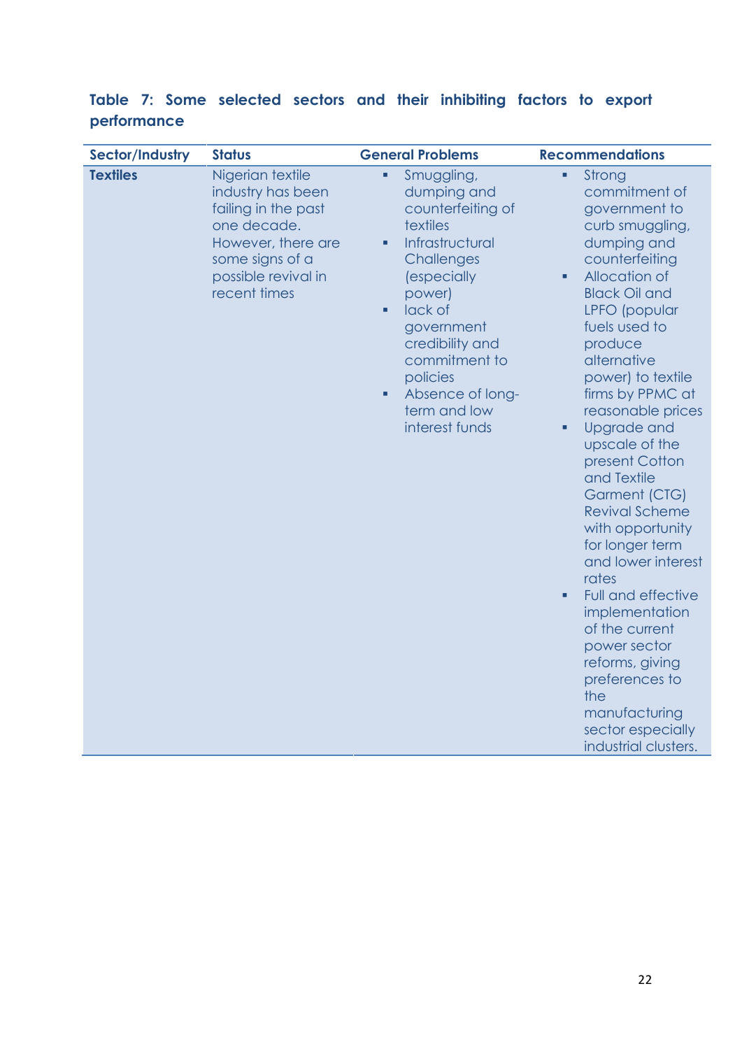**Table 7: Some selected sectors and their inhibiting factors to export performance**

| Sector/Industry | Status | General Problems | Recommendations |
|---|---|---|---|
| **Textiles** | Nigerian textile industry has been failing in the past one decade. However, there are some signs of a possible revival in recent times | ▪ Smuggling, dumping and counterfeiting of textiles<br>▪ Infrastructural Challenges (especially power)<br>▪ lack of government credibility and commitment to policies<br>▪ Absence of long-term and low interest funds | ▪ Strong commitment of government to curb smuggling, dumping and counterfeiting<br>▪ Allocation of Black Oil and LPFO (popular fuels used to produce alternative power) to textile firms by PPMC at reasonable prices<br>▪ Upgrade and upscale of the present Cotton and Textile Garment (CTG) Revival Scheme with opportunity for longer term and lower interest rates<br>▪ Full and effective implementation of the current power sector reforms, giving preferences to the manufacturing sector especially industrial clusters. |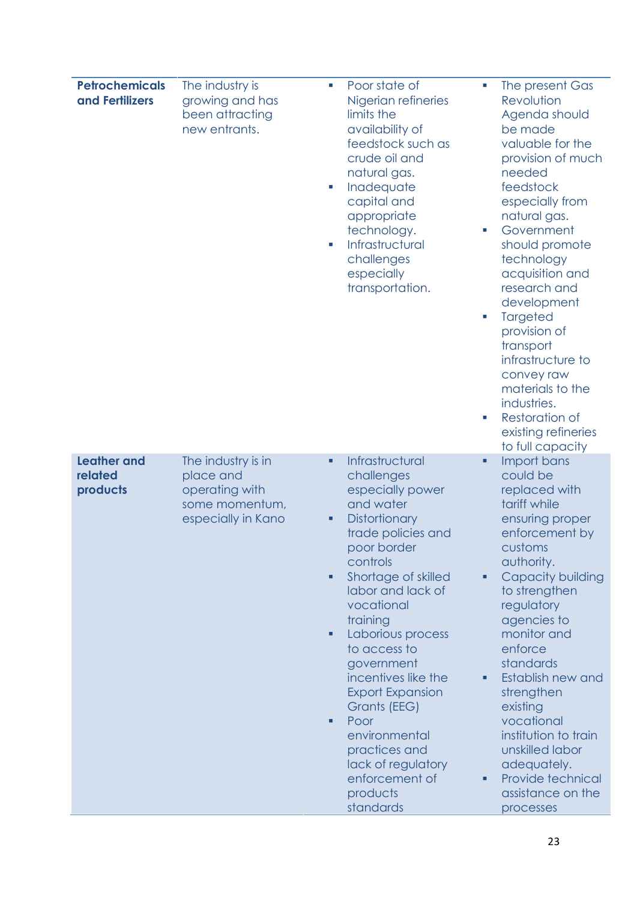| | | | |
|---|---|---|---|
| **Petrochemicals and Fertilizers** | The industry is growing and has been attracting new entrants. | ▪ Poor state of Nigerian refineries limits the availability of feedstock such as crude oil and natural gas.<br>▪ Inadequate capital and appropriate technology.<br>▪ Infrastructural challenges especially transportation. | ▪ The present Gas Revolution Agenda should be made valuable for the provision of much needed feedstock especially from natural gas.<br>▪ Government should promote technology acquisition and research and development<br>▪ Targeted provision of transport infrastructure to convey raw materials to the industries.<br>▪ Restoration of existing refineries to full capacity |
| **Leather and related products** | The industry is in place and operating with some momentum, especially in Kano | ▪ Infrastructural challenges especially power and water<br>▪ Distortionary trade policies and poor border controls<br>▪ Shortage of skilled labor and lack of vocational training<br>▪ Laborious process to access to government incentives like the Export Expansion Grants (EEG)<br>▪ Poor environmental practices and lack of regulatory enforcement of products standards | ▪ Import bans could be replaced with tariff while ensuring proper enforcement by customs authority.<br>▪ Capacity building to strengthen regulatory agencies to monitor and enforce standards<br>▪ Establish new and strengthen existing vocational institution to train unskilled labor adequately.<br>▪ Provide technical assistance on the processes |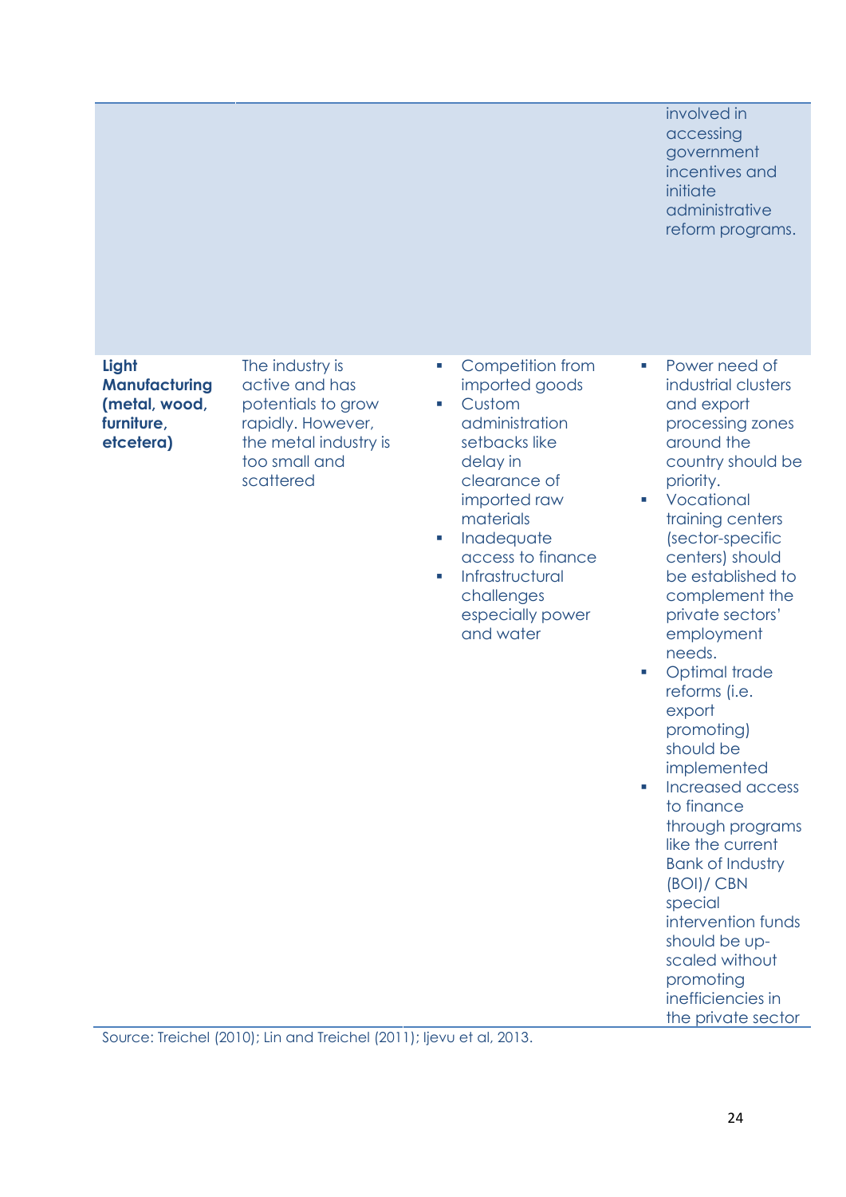| | | | |
|---|---|---|---|
| | | | involved in accessing government incentives and initiate administrative reform programs. |
| **Light Manufacturing (metal, wood, furniture, etcetera)** | The industry is active and has potentials to grow rapidly. However, the metal industry is too small and scattered | ▪ Competition from imported goods<br>▪ Custom administration setbacks like delay in clearance of imported raw materials<br>▪ Inadequate access to finance<br>▪ Infrastructural challenges especially power and water | ▪ Power need of industrial clusters and export processing zones around the country should be priority.<br>▪ Vocational training centers (sector-specific centers) should be established to complement the private sectors' employment needs.<br>▪ Optimal trade reforms (i.e. export promoting) should be implemented<br>▪ Increased access to finance through programs like the current Bank of Industry (BOI)/ CBN special intervention funds should be up-scaled without promoting inefficiencies in the private sector |

Source: Treichel (2010); Lin and Treichel (2011); Ijevu et al, 2013.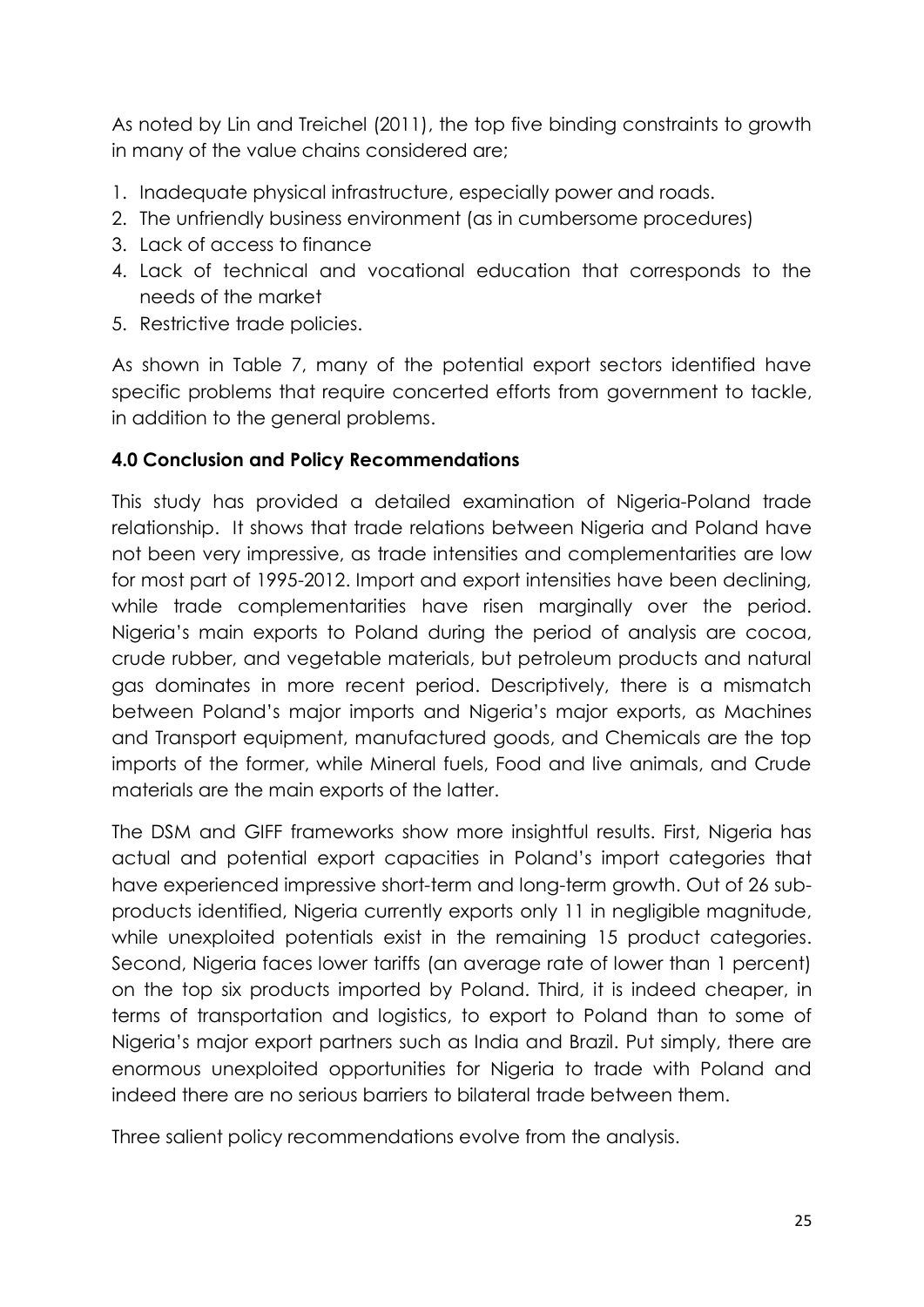As noted by Lin and Treichel (2011), the top five binding constraints to growth in many of the value chains considered are;

1. Inadequate physical infrastructure, especially power and roads.
2. The unfriendly business environment (as in cumbersome procedures)
3. Lack of access to finance
4. Lack of technical and vocational education that corresponds to the needs of the market
5. Restrictive trade policies.

As shown in Table 7, many of the potential export sectors identified have specific problems that require concerted efforts from government to tackle, in addition to the general problems.

## 4.0 Conclusion and Policy Recommendations

This study has provided a detailed examination of Nigeria-Poland trade relationship. It shows that trade relations between Nigeria and Poland have not been very impressive, as trade intensities and complementarities are low for most part of 1995-2012. Import and export intensities have been declining, while trade complementarities have risen marginally over the period. Nigeria's main exports to Poland during the period of analysis are cocoa, crude rubber, and vegetable materials, but petroleum products and natural gas dominates in more recent period. Descriptively, there is a mismatch between Poland's major imports and Nigeria's major exports, as Machines and Transport equipment, manufactured goods, and Chemicals are the top imports of the former, while Mineral fuels, Food and live animals, and Crude materials are the main exports of the latter.

The DSM and GIFF frameworks show more insightful results. First, Nigeria has actual and potential export capacities in Poland's import categories that have experienced impressive short-term and long-term growth. Out of 26 sub-products identified, Nigeria currently exports only 11 in negligible magnitude, while unexploited potentials exist in the remaining 15 product categories. Second, Nigeria faces lower tariffs (an average rate of lower than 1 percent) on the top six products imported by Poland. Third, it is indeed cheaper, in terms of transportation and logistics, to export to Poland than to some of Nigeria's major export partners such as India and Brazil. Put simply, there are enormous unexploited opportunities for Nigeria to trade with Poland and indeed there are no serious barriers to bilateral trade between them.

Three salient policy recommendations evolve from the analysis.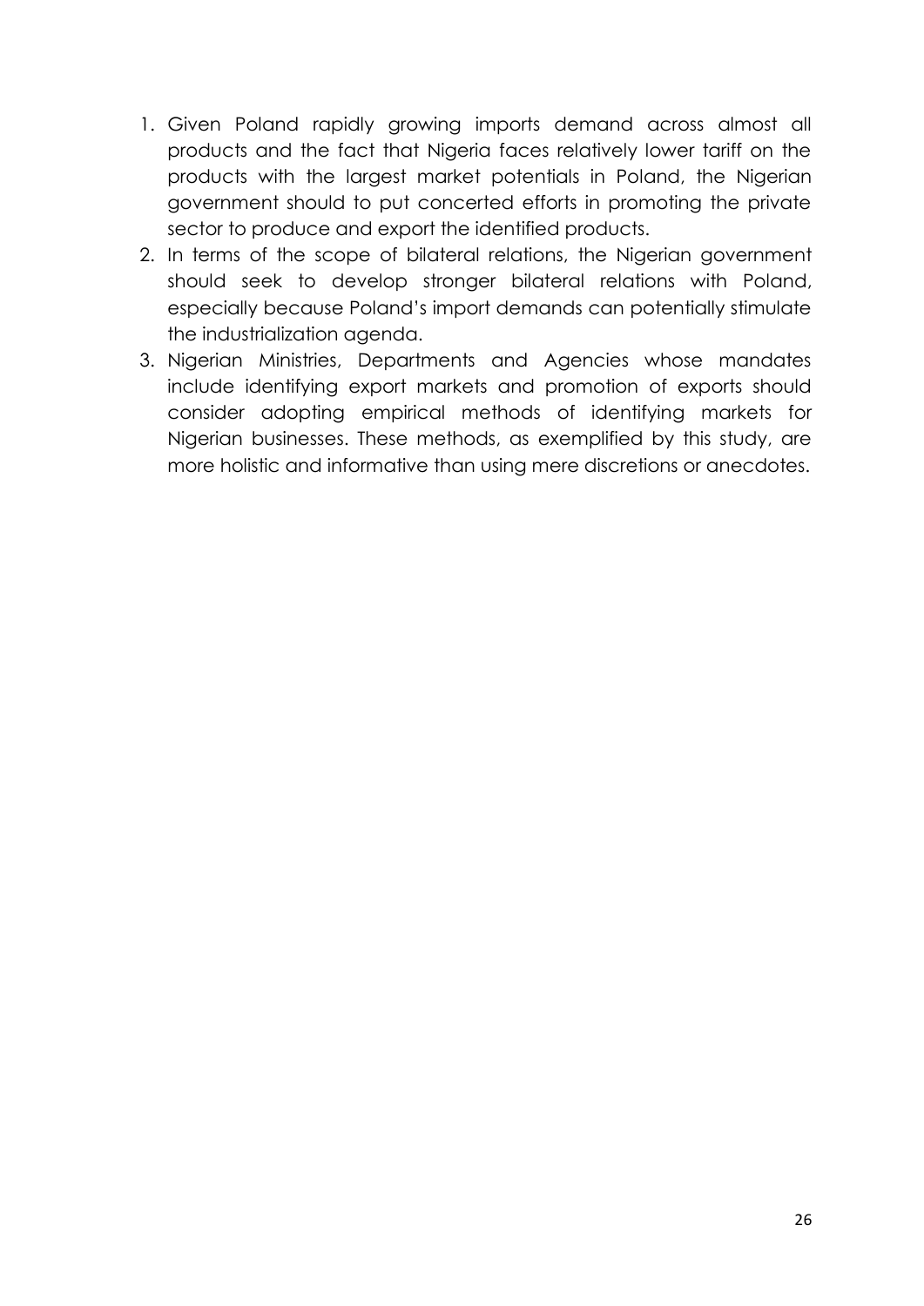1. Given Poland rapidly growing imports demand across almost all products and the fact that Nigeria faces relatively lower tariff on the products with the largest market potentials in Poland, the Nigerian government should to put concerted efforts in promoting the private sector to produce and export the identified products.
2. In terms of the scope of bilateral relations, the Nigerian government should seek to develop stronger bilateral relations with Poland, especially because Poland's import demands can potentially stimulate the industrialization agenda.
3. Nigerian Ministries, Departments and Agencies whose mandates include identifying export markets and promotion of exports should consider adopting empirical methods of identifying markets for Nigerian businesses. These methods, as exemplified by this study, are more holistic and informative than using mere discretions or anecdotes.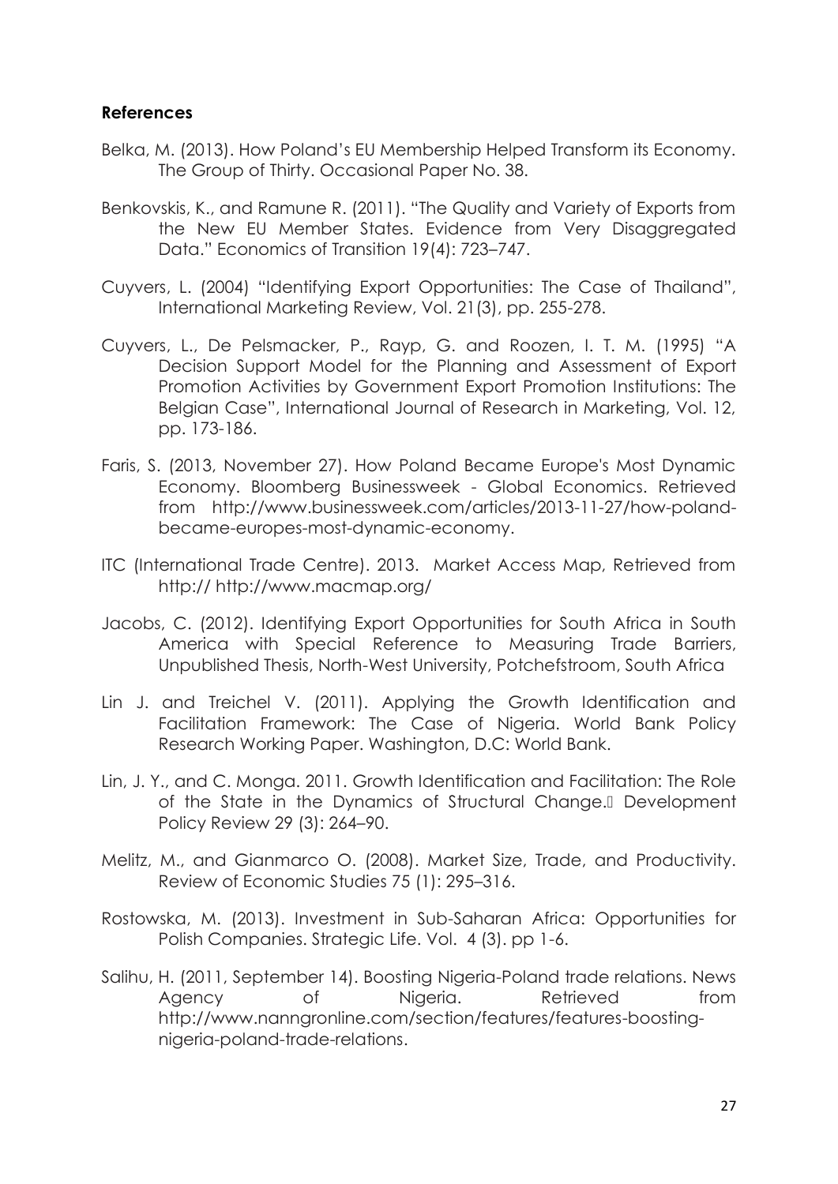**References**

Belka, M. (2013). How Poland's EU Membership Helped Transform its Economy. The Group of Thirty. Occasional Paper No. 38.

Benkovskis, K., and Ramune R. (2011). "The Quality and Variety of Exports from the New EU Member States. Evidence from Very Disaggregated Data." Economics of Transition 19(4): 723–747.

Cuyvers, L. (2004) "Identifying Export Opportunities: The Case of Thailand", International Marketing Review, Vol. 21(3), pp. 255-278.

Cuyvers, L., De Pelsmacker, P., Rayp, G. and Roozen, I. T. M. (1995) "A Decision Support Model for the Planning and Assessment of Export Promotion Activities by Government Export Promotion Institutions: The Belgian Case", International Journal of Research in Marketing, Vol. 12, pp. 173-186.

Faris, S. (2013, November 27). How Poland Became Europe's Most Dynamic Economy. Bloomberg Businessweek - Global Economics. Retrieved from http://www.businessweek.com/articles/2013-11-27/how-poland-became-europes-most-dynamic-economy.

ITC (International Trade Centre). 2013. Market Access Map, Retrieved from http:// http://www.macmap.org/

Jacobs, C. (2012). Identifying Export Opportunities for South Africa in South America with Special Reference to Measuring Trade Barriers, Unpublished Thesis, North-West University, Potchefstroom, South Africa

Lin J. and Treichel V. (2011). Applying the Growth Identification and Facilitation Framework: The Case of Nigeria. World Bank Policy Research Working Paper. Washington, D.C: World Bank.

Lin, J. Y., and C. Monga. 2011. Growth Identification and Facilitation: The Role of the State in the Dynamics of Structural Change. Development Policy Review 29 (3): 264–90.

Melitz, M., and Gianmarco O. (2008). Market Size, Trade, and Productivity. Review of Economic Studies 75 (1): 295–316.

Rostowska, M. (2013). Investment in Sub-Saharan Africa: Opportunities for Polish Companies. Strategic Life. Vol. 4 (3). pp 1-6.

Salihu, H. (2011, September 14). Boosting Nigeria-Poland trade relations. News Agency of Nigeria. Retrieved from http://www.nanngronline.com/section/features/features-boosting-nigeria-poland-trade-relations.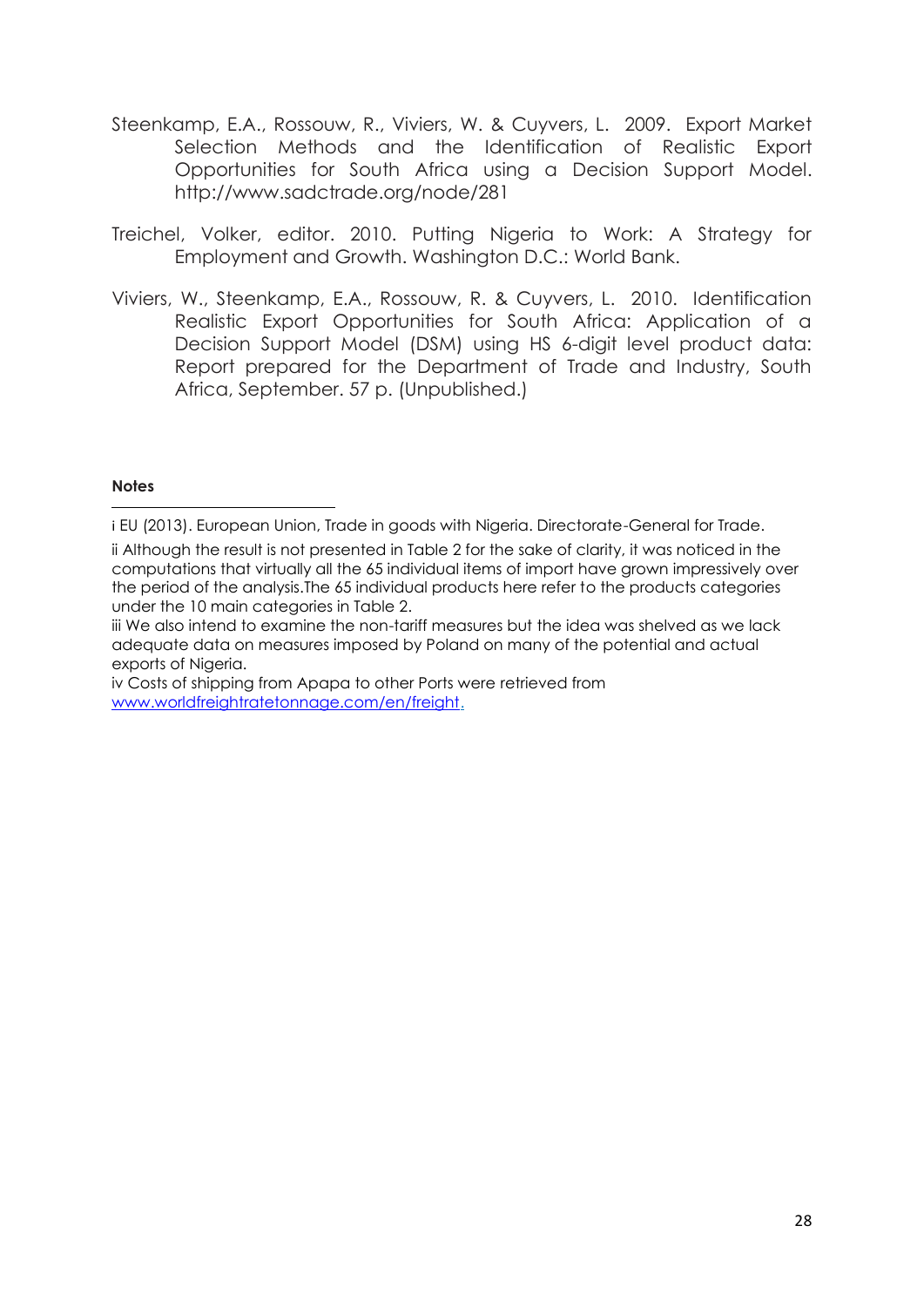Steenkamp, E.A., Rossouw, R., Viviers, W. & Cuyvers, L. 2009. Export Market Selection Methods and the Identification of Realistic Export Opportunities for South Africa using a Decision Support Model. http://www.sadctrade.org/node/281

Treichel, Volker, editor. 2010. Putting Nigeria to Work: A Strategy for Employment and Growth. Washington D.C.: World Bank.

Viviers, W., Steenkamp, E.A., Rossouw, R. & Cuyvers, L. 2010. Identification Realistic Export Opportunities for South Africa: Application of a Decision Support Model (DSM) using HS 6-digit level product data: Report prepared for the Department of Trade and Industry, South Africa, September. 57 p. (Unpublished.)

**Notes**

---

i EU (2013). European Union, Trade in goods with Nigeria. Directorate-General for Trade.

ii Although the result is not presented in Table 2 for the sake of clarity, it was noticed in the computations that virtually all the 65 individual items of import have grown impressively over the period of the analysis.The 65 individual products here refer to the products categories under the 10 main categories in Table 2.

iii We also intend to examine the non-tariff measures but the idea was shelved as we lack adequate data on measures imposed by Poland on many of the potential and actual exports of Nigeria.

iv Costs of shipping from Apapa to other Ports were retrieved from www.worldfreightratetonnage.com/en/freight.